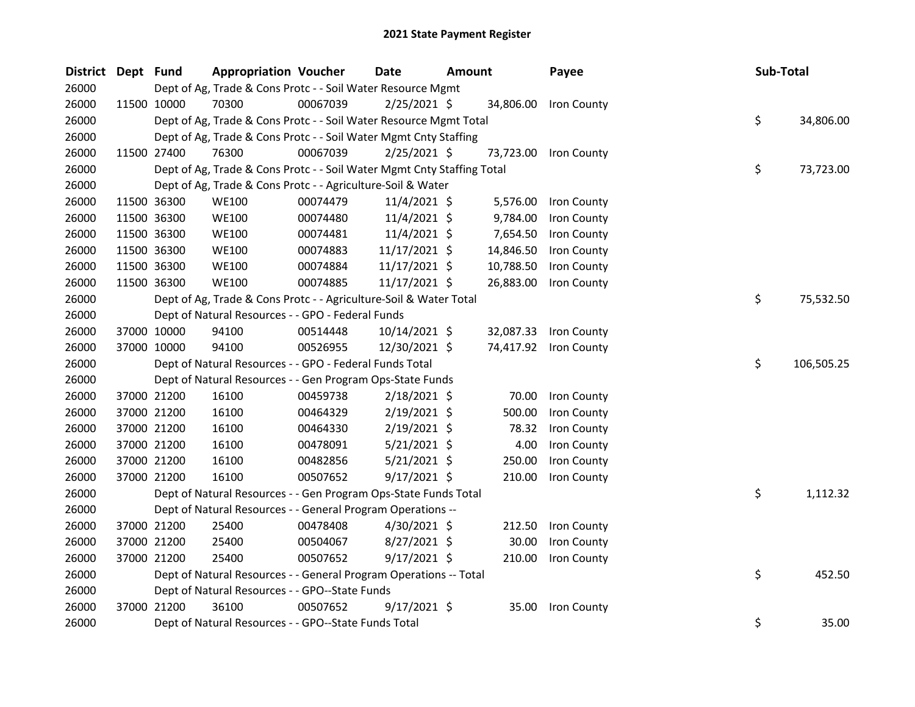# 2021 State Payment Register

| District | Dept | Fund | Appropriation | Voucher | Date | Amount | Payee | Sub-Total |
|---|---|---|---|---|---|---|---|---|
| 26000 | | Dept of Ag, Trade & Cons Protc - - Soil Water Resource Mgmt | | | | | | |
| 26000 | 11500 | 10000 | 70300 | 00067039 | 2/25/2021 | $ 34,806.00 | Iron County | |
| 26000 | | Dept of Ag, Trade & Cons Protc - - Soil Water Resource Mgmt Total | | | | | | $ 34,806.00 |
| 26000 | | Dept of Ag, Trade & Cons Protc - - Soil Water Mgmt Cnty Staffing | | | | | | |
| 26000 | 11500 | 27400 | 76300 | 00067039 | 2/25/2021 | $ 73,723.00 | Iron County | |
| 26000 | | Dept of Ag, Trade & Cons Protc - - Soil Water Mgmt Cnty Staffing Total | | | | | | $ 73,723.00 |
| 26000 | | Dept of Ag, Trade & Cons Protc - - Agriculture-Soil & Water | | | | | | |
| 26000 | 11500 | 36300 | WE100 | 00074479 | 11/4/2021 | $ 5,576.00 | Iron County | |
| 26000 | 11500 | 36300 | WE100 | 00074480 | 11/4/2021 | $ 9,784.00 | Iron County | |
| 26000 | 11500 | 36300 | WE100 | 00074481 | 11/4/2021 | $ 7,654.50 | Iron County | |
| 26000 | 11500 | 36300 | WE100 | 00074883 | 11/17/2021 | $ 14,846.50 | Iron County | |
| 26000 | 11500 | 36300 | WE100 | 00074884 | 11/17/2021 | $ 10,788.50 | Iron County | |
| 26000 | 11500 | 36300 | WE100 | 00074885 | 11/17/2021 | $ 26,883.00 | Iron County | |
| 26000 | | Dept of Ag, Trade & Cons Protc - - Agriculture-Soil & Water Total | | | | | | $ 75,532.50 |
| 26000 | | Dept of Natural Resources - - GPO - Federal Funds | | | | | | |
| 26000 | 37000 | 10000 | 94100 | 00514448 | 10/14/2021 | $ 32,087.33 | Iron County | |
| 26000 | 37000 | 10000 | 94100 | 00526955 | 12/30/2021 | $ 74,417.92 | Iron County | |
| 26000 | | Dept of Natural Resources - - GPO - Federal Funds Total | | | | | | $ 106,505.25 |
| 26000 | | Dept of Natural Resources - - Gen Program Ops-State Funds | | | | | | |
| 26000 | 37000 | 21200 | 16100 | 00459738 | 2/18/2021 | $ 70.00 | Iron County | |
| 26000 | 37000 | 21200 | 16100 | 00464329 | 2/19/2021 | $ 500.00 | Iron County | |
| 26000 | 37000 | 21200 | 16100 | 00464330 | 2/19/2021 | $ 78.32 | Iron County | |
| 26000 | 37000 | 21200 | 16100 | 00478091 | 5/21/2021 | $ 4.00 | Iron County | |
| 26000 | 37000 | 21200 | 16100 | 00482856 | 5/21/2021 | $ 250.00 | Iron County | |
| 26000 | 37000 | 21200 | 16100 | 00507652 | 9/17/2021 | $ 210.00 | Iron County | |
| 26000 | | Dept of Natural Resources - - Gen Program Ops-State Funds Total | | | | | | $ 1,112.32 |
| 26000 | | Dept of Natural Resources - - General Program Operations -- | | | | | | |
| 26000 | 37000 | 21200 | 25400 | 00478408 | 4/30/2021 | $ 212.50 | Iron County | |
| 26000 | 37000 | 21200 | 25400 | 00504067 | 8/27/2021 | $ 30.00 | Iron County | |
| 26000 | 37000 | 21200 | 25400 | 00507652 | 9/17/2021 | $ 210.00 | Iron County | |
| 26000 | | Dept of Natural Resources - - General Program Operations -- Total | | | | | | $ 452.50 |
| 26000 | | Dept of Natural Resources - - GPO--State Funds | | | | | | |
| 26000 | 37000 | 21200 | 36100 | 00507652 | 9/17/2021 | $ 35.00 | Iron County | |
| 26000 | | Dept of Natural Resources - - GPO--State Funds Total | | | | | | $ 35.00 |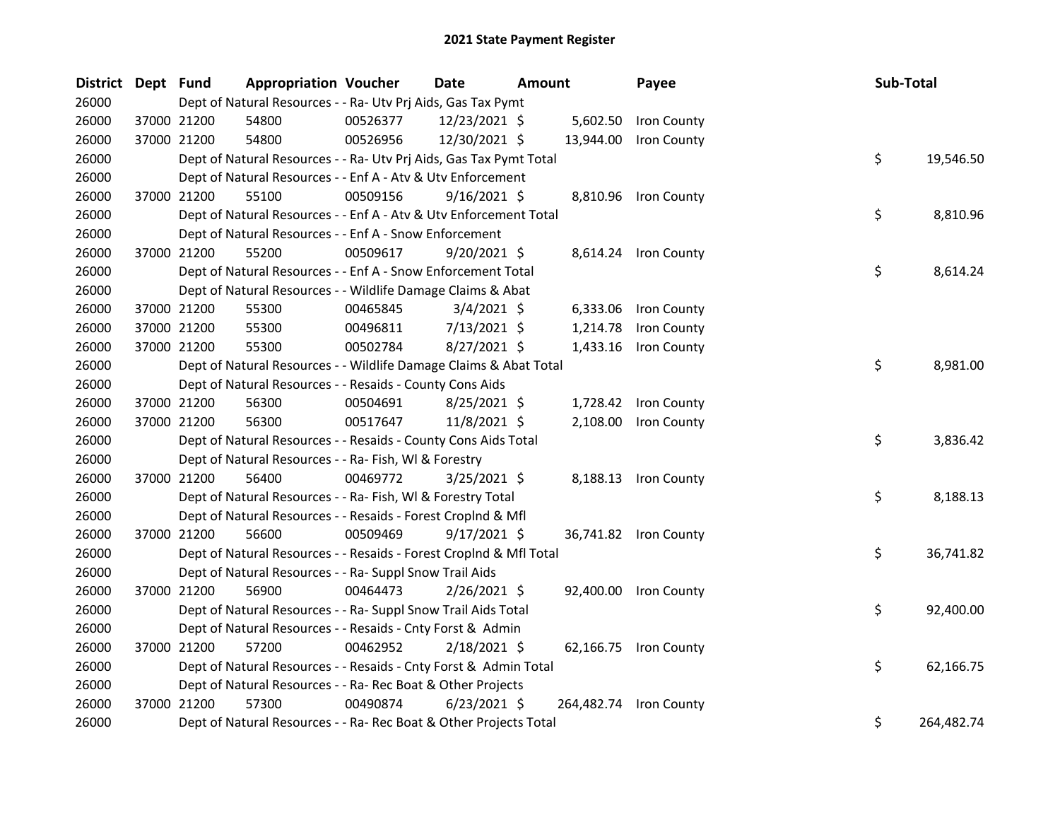# 2021 State Payment Register

| District | Dept | Fund | Appropriation | Voucher | Date | Amount | Payee | Sub-Total |
|---|---|---|---|---|---|---|---|---|
| 26000 | | | Dept of Natural Resources - - Ra- Utv Prj Aids, Gas Tax Pymt | | | | | |
| 26000 | 37000 | 21200 | 54800 | 00526377 | 12/23/2021 | $ 5,602.50 | Iron County | |
| 26000 | 37000 | 21200 | 54800 | 00526956 | 12/30/2021 | $ 13,944.00 | Iron County | |
| 26000 | | | Dept of Natural Resources - - Ra- Utv Prj Aids, Gas Tax Pymt Total | | | | | $ 19,546.50 |
| 26000 | | | Dept of Natural Resources - - Enf A - Atv & Utv Enforcement | | | | | |
| 26000 | 37000 | 21200 | 55100 | 00509156 | 9/16/2021 | $ 8,810.96 | Iron County | |
| 26000 | | | Dept of Natural Resources - - Enf A - Atv & Utv Enforcement Total | | | | | $ 8,810.96 |
| 26000 | | | Dept of Natural Resources - - Enf A - Snow Enforcement | | | | | |
| 26000 | 37000 | 21200 | 55200 | 00509617 | 9/20/2021 | $ 8,614.24 | Iron County | |
| 26000 | | | Dept of Natural Resources - - Enf A - Snow Enforcement Total | | | | | $ 8,614.24 |
| 26000 | | | Dept of Natural Resources - - Wildlife Damage Claims & Abat | | | | | |
| 26000 | 37000 | 21200 | 55300 | 00465845 | 3/4/2021 | $ 6,333.06 | Iron County | |
| 26000 | 37000 | 21200 | 55300 | 00496811 | 7/13/2021 | $ 1,214.78 | Iron County | |
| 26000 | 37000 | 21200 | 55300 | 00502784 | 8/27/2021 | $ 1,433.16 | Iron County | |
| 26000 | | | Dept of Natural Resources - - Wildlife Damage Claims & Abat Total | | | | | $ 8,981.00 |
| 26000 | | | Dept of Natural Resources - - Resaids - County Cons Aids | | | | | |
| 26000 | 37000 | 21200 | 56300 | 00504691 | 8/25/2021 | $ 1,728.42 | Iron County | |
| 26000 | 37000 | 21200 | 56300 | 00517647 | 11/8/2021 | $ 2,108.00 | Iron County | |
| 26000 | | | Dept of Natural Resources - - Resaids - County Cons Aids Total | | | | | $ 3,836.42 |
| 26000 | | | Dept of Natural Resources - - Ra- Fish, Wl & Forestry | | | | | |
| 26000 | 37000 | 21200 | 56400 | 00469772 | 3/25/2021 | $ 8,188.13 | Iron County | |
| 26000 | | | Dept of Natural Resources - - Ra- Fish, Wl & Forestry Total | | | | | $ 8,188.13 |
| 26000 | | | Dept of Natural Resources - - Resaids - Forest Croplnd & Mfl | | | | | |
| 26000 | 37000 | 21200 | 56600 | 00509469 | 9/17/2021 | $ 36,741.82 | Iron County | |
| 26000 | | | Dept of Natural Resources - - Resaids - Forest Croplnd & Mfl Total | | | | | $ 36,741.82 |
| 26000 | | | Dept of Natural Resources - - Ra- Suppl Snow Trail Aids | | | | | |
| 26000 | 37000 | 21200 | 56900 | 00464473 | 2/26/2021 | $ 92,400.00 | Iron County | |
| 26000 | | | Dept of Natural Resources - - Ra- Suppl Snow Trail Aids Total | | | | | $ 92,400.00 |
| 26000 | | | Dept of Natural Resources - - Resaids - Cnty Forst & Admin | | | | | |
| 26000 | 37000 | 21200 | 57200 | 00462952 | 2/18/2021 | $ 62,166.75 | Iron County | |
| 26000 | | | Dept of Natural Resources - - Resaids - Cnty Forst & Admin Total | | | | | $ 62,166.75 |
| 26000 | | | Dept of Natural Resources - - Ra- Rec Boat & Other Projects | | | | | |
| 26000 | 37000 | 21200 | 57300 | 00490874 | 6/23/2021 | $ 264,482.74 | Iron County | |
| 26000 | | | Dept of Natural Resources - - Ra- Rec Boat & Other Projects Total | | | | | $ 264,482.74 |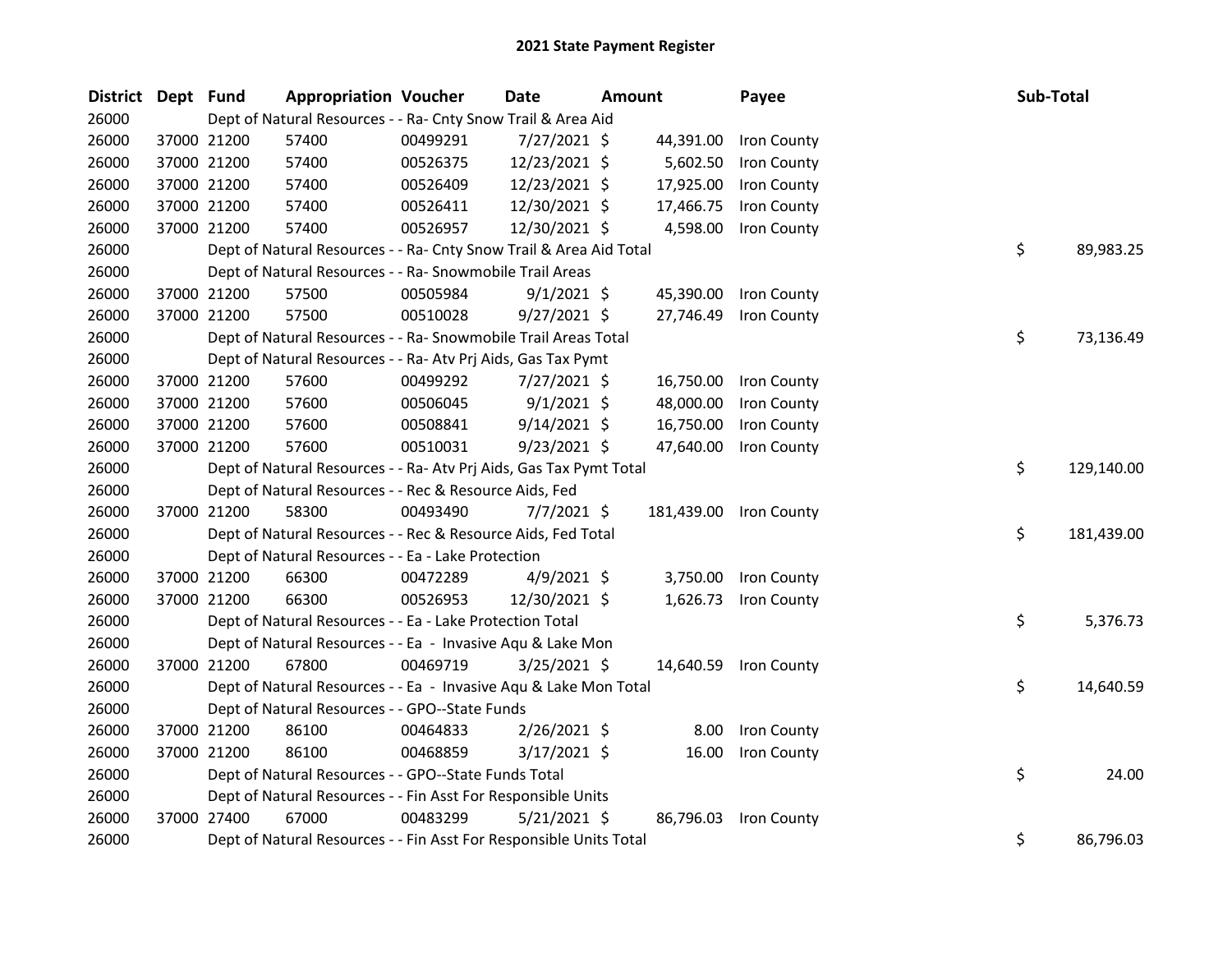## 2021 State Payment Register

| District | Dept | Fund | Appropriation | Voucher | Date | Amount | Payee | Sub-Total |
|---|---|---|---|---|---|---|---|---|
| 26000 | | Dept of Natural Resources - - Ra- Cnty Snow Trail & Area Aid | | | | | | |
| 26000 | 37000 | 21200 | 57400 | 00499291 | 7/27/2021 | $ 44,391.00 | Iron County | |
| 26000 | 37000 | 21200 | 57400 | 00526375 | 12/23/2021 | $ 5,602.50 | Iron County | |
| 26000 | 37000 | 21200 | 57400 | 00526409 | 12/23/2021 | $ 17,925.00 | Iron County | |
| 26000 | 37000 | 21200 | 57400 | 00526411 | 12/30/2021 | $ 17,466.75 | Iron County | |
| 26000 | 37000 | 21200 | 57400 | 00526957 | 12/30/2021 | $ 4,598.00 | Iron County | |
| 26000 | | Dept of Natural Resources - - Ra- Cnty Snow Trail & Area Aid Total | | | | | | $ 89,983.25 |
| 26000 | | Dept of Natural Resources - - Ra- Snowmobile Trail Areas | | | | | | |
| 26000 | 37000 | 21200 | 57500 | 00505984 | 9/1/2021 | $ 45,390.00 | Iron County | |
| 26000 | 37000 | 21200 | 57500 | 00510028 | 9/27/2021 | $ 27,746.49 | Iron County | |
| 26000 | | Dept of Natural Resources - - Ra- Snowmobile Trail Areas Total | | | | | | $ 73,136.49 |
| 26000 | | Dept of Natural Resources - - Ra- Atv Prj Aids, Gas Tax Pymt | | | | | | |
| 26000 | 37000 | 21200 | 57600 | 00499292 | 7/27/2021 | $ 16,750.00 | Iron County | |
| 26000 | 37000 | 21200 | 57600 | 00506045 | 9/1/2021 | $ 48,000.00 | Iron County | |
| 26000 | 37000 | 21200 | 57600 | 00508841 | 9/14/2021 | $ 16,750.00 | Iron County | |
| 26000 | 37000 | 21200 | 57600 | 00510031 | 9/23/2021 | $ 47,640.00 | Iron County | |
| 26000 | | Dept of Natural Resources - - Ra- Atv Prj Aids, Gas Tax Pymt Total | | | | | | $ 129,140.00 |
| 26000 | | Dept of Natural Resources - - Rec & Resource Aids, Fed | | | | | | |
| 26000 | 37000 | 21200 | 58300 | 00493490 | 7/7/2021 | $ 181,439.00 | Iron County | |
| 26000 | | Dept of Natural Resources - - Rec & Resource Aids, Fed Total | | | | | | $ 181,439.00 |
| 26000 | | Dept of Natural Resources - - Ea - Lake Protection | | | | | | |
| 26000 | 37000 | 21200 | 66300 | 00472289 | 4/9/2021 | $ 3,750.00 | Iron County | |
| 26000 | 37000 | 21200 | 66300 | 00526953 | 12/30/2021 | $ 1,626.73 | Iron County | |
| 26000 | | Dept of Natural Resources - - Ea - Lake Protection Total | | | | | | $ 5,376.73 |
| 26000 | | Dept of Natural Resources - - Ea - Invasive Aqu & Lake Mon | | | | | | |
| 26000 | 37000 | 21200 | 67800 | 00469719 | 3/25/2021 | $ 14,640.59 | Iron County | |
| 26000 | | Dept of Natural Resources - - Ea - Invasive Aqu & Lake Mon Total | | | | | | $ 14,640.59 |
| 26000 | | Dept of Natural Resources - - GPO--State Funds | | | | | | |
| 26000 | 37000 | 21200 | 86100 | 00464833 | 2/26/2021 | $ 8.00 | Iron County | |
| 26000 | 37000 | 21200 | 86100 | 00468859 | 3/17/2021 | $ 16.00 | Iron County | |
| 26000 | | Dept of Natural Resources - - GPO--State Funds Total | | | | | | $ 24.00 |
| 26000 | | Dept of Natural Resources - - Fin Asst For Responsible Units | | | | | | |
| 26000 | 37000 | 27400 | 67000 | 00483299 | 5/21/2021 | $ 86,796.03 | Iron County | |
| 26000 | | Dept of Natural Resources - - Fin Asst For Responsible Units Total | | | | | | $ 86,796.03 |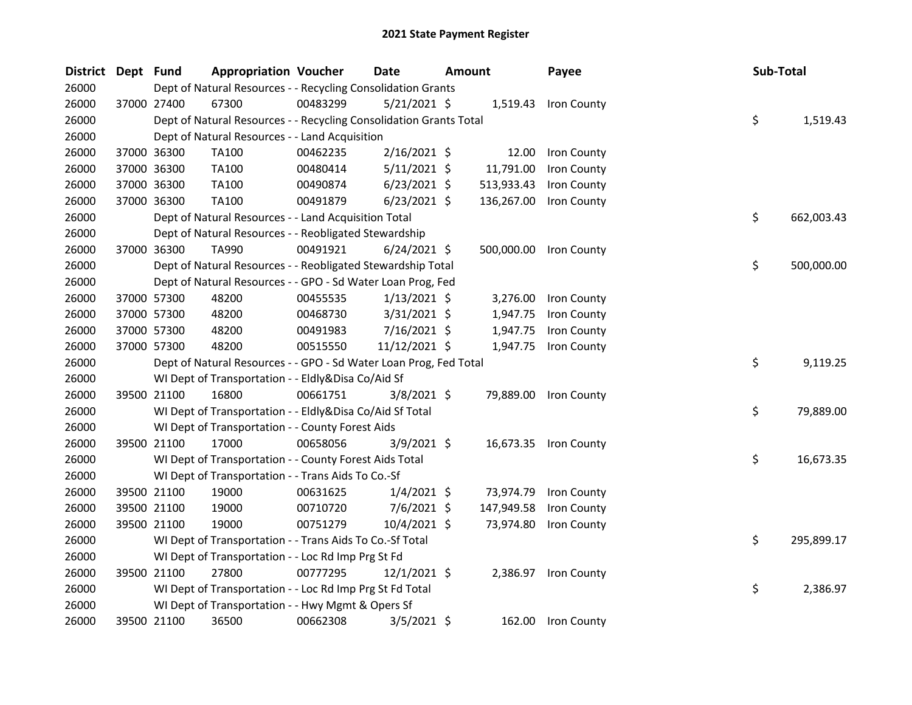# 2021 State Payment Register

| District | Dept | Fund | Appropriation | Voucher | Date | Amount | Payee | Sub-Total |
|---|---|---|---|---|---|---|---|---|
| 26000 | | Dept of Natural Resources - - Recycling Consolidation Grants | | | | | | |
| 26000 | 37000 | 27400 | 67300 | 00483299 | 5/21/2021 | $ 1,519.43 | Iron County | |
| 26000 | | Dept of Natural Resources - - Recycling Consolidation Grants Total | | | | | | $ 1,519.43 |
| 26000 | | Dept of Natural Resources - - Land Acquisition | | | | | | |
| 26000 | 37000 | 36300 | TA100 | 00462235 | 2/16/2021 | $ 12.00 | Iron County | |
| 26000 | 37000 | 36300 | TA100 | 00480414 | 5/11/2021 | $ 11,791.00 | Iron County | |
| 26000 | 37000 | 36300 | TA100 | 00490874 | 6/23/2021 | $ 513,933.43 | Iron County | |
| 26000 | 37000 | 36300 | TA100 | 00491879 | 6/23/2021 | $ 136,267.00 | Iron County | |
| 26000 | | Dept of Natural Resources - - Land Acquisition Total | | | | | | $ 662,003.43 |
| 26000 | | Dept of Natural Resources - - Reobligated Stewardship | | | | | | |
| 26000 | 37000 | 36300 | TA990 | 00491921 | 6/24/2021 | $ 500,000.00 | Iron County | |
| 26000 | | Dept of Natural Resources - - Reobligated Stewardship Total | | | | | | $ 500,000.00 |
| 26000 | | Dept of Natural Resources - - GPO - Sd Water Loan Prog, Fed | | | | | | |
| 26000 | 37000 | 57300 | 48200 | 00455535 | 1/13/2021 | $ 3,276.00 | Iron County | |
| 26000 | 37000 | 57300 | 48200 | 00468730 | 3/31/2021 | $ 1,947.75 | Iron County | |
| 26000 | 37000 | 57300 | 48200 | 00491983 | 7/16/2021 | $ 1,947.75 | Iron County | |
| 26000 | 37000 | 57300 | 48200 | 00515550 | 11/12/2021 | $ 1,947.75 | Iron County | |
| 26000 | | Dept of Natural Resources - - GPO - Sd Water Loan Prog, Fed Total | | | | | | $ 9,119.25 |
| 26000 | | WI Dept of Transportation - - Eldly&Disa Co/Aid Sf | | | | | | |
| 26000 | 39500 | 21100 | 16800 | 00661751 | 3/8/2021 | $ 79,889.00 | Iron County | |
| 26000 | | WI Dept of Transportation - - Eldly&Disa Co/Aid Sf Total | | | | | | $ 79,889.00 |
| 26000 | | WI Dept of Transportation - - County Forest Aids | | | | | | |
| 26000 | 39500 | 21100 | 17000 | 00658056 | 3/9/2021 | $ 16,673.35 | Iron County | |
| 26000 | | WI Dept of Transportation - - County Forest Aids Total | | | | | | $ 16,673.35 |
| 26000 | | WI Dept of Transportation - - Trans Aids To Co.-Sf | | | | | | |
| 26000 | 39500 | 21100 | 19000 | 00631625 | 1/4/2021 | $ 73,974.79 | Iron County | |
| 26000 | 39500 | 21100 | 19000 | 00710720 | 7/6/2021 | $ 147,949.58 | Iron County | |
| 26000 | 39500 | 21100 | 19000 | 00751279 | 10/4/2021 | $ 73,974.80 | Iron County | |
| 26000 | | WI Dept of Transportation - - Trans Aids To Co.-Sf Total | | | | | | $ 295,899.17 |
| 26000 | | WI Dept of Transportation - - Loc Rd Imp Prg St Fd | | | | | | |
| 26000 | 39500 | 21100 | 27800 | 00777295 | 12/1/2021 | $ 2,386.97 | Iron County | |
| 26000 | | WI Dept of Transportation - - Loc Rd Imp Prg St Fd Total | | | | | | $ 2,386.97 |
| 26000 | | WI Dept of Transportation - - Hwy Mgmt & Opers Sf | | | | | | |
| 26000 | 39500 | 21100 | 36500 | 00662308 | 3/5/2021 | $ 162.00 | Iron County | |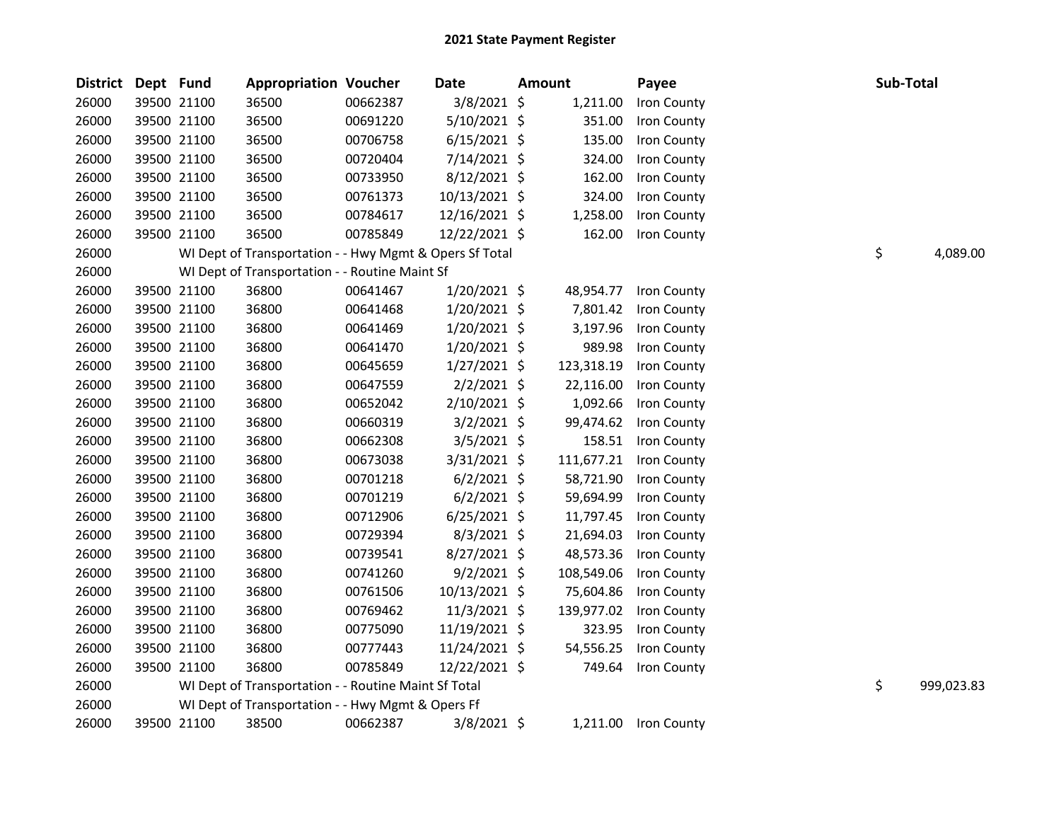# 2021 State Payment Register

| District | Dept | Fund | Appropriation | Voucher | Date | Amount | Payee | Sub-Total |
|---|---|---|---|---|---|---|---|---|
| 26000 | 39500 | 21100 | 36500 | 00662387 | 3/8/2021 | $ 1,211.00 | Iron County | |
| 26000 | 39500 | 21100 | 36500 | 00691220 | 5/10/2021 | $ 351.00 | Iron County | |
| 26000 | 39500 | 21100 | 36500 | 00706758 | 6/15/2021 | $ 135.00 | Iron County | |
| 26000 | 39500 | 21100 | 36500 | 00720404 | 7/14/2021 | $ 324.00 | Iron County | |
| 26000 | 39500 | 21100 | 36500 | 00733950 | 8/12/2021 | $ 162.00 | Iron County | |
| 26000 | 39500 | 21100 | 36500 | 00761373 | 10/13/2021 | $ 324.00 | Iron County | |
| 26000 | 39500 | 21100 | 36500 | 00784617 | 12/16/2021 | $ 1,258.00 | Iron County | |
| 26000 | 39500 | 21100 | 36500 | 00785849 | 12/22/2021 | $ 162.00 | Iron County | |
| 26000 | WI Dept of Transportation - - Hwy Mgmt & Opers Sf Total | | | | | | | $ 4,089.00 |
| 26000 | WI Dept of Transportation - - Routine Maint Sf | | | | | | | |
| 26000 | 39500 | 21100 | 36800 | 00641467 | 1/20/2021 | $ 48,954.77 | Iron County | |
| 26000 | 39500 | 21100 | 36800 | 00641468 | 1/20/2021 | $ 7,801.42 | Iron County | |
| 26000 | 39500 | 21100 | 36800 | 00641469 | 1/20/2021 | $ 3,197.96 | Iron County | |
| 26000 | 39500 | 21100 | 36800 | 00641470 | 1/20/2021 | $ 989.98 | Iron County | |
| 26000 | 39500 | 21100 | 36800 | 00645659 | 1/27/2021 | $ 123,318.19 | Iron County | |
| 26000 | 39500 | 21100 | 36800 | 00647559 | 2/2/2021 | $ 22,116.00 | Iron County | |
| 26000 | 39500 | 21100 | 36800 | 00652042 | 2/10/2021 | $ 1,092.66 | Iron County | |
| 26000 | 39500 | 21100 | 36800 | 00660319 | 3/2/2021 | $ 99,474.62 | Iron County | |
| 26000 | 39500 | 21100 | 36800 | 00662308 | 3/5/2021 | $ 158.51 | Iron County | |
| 26000 | 39500 | 21100 | 36800 | 00673038 | 3/31/2021 | $ 111,677.21 | Iron County | |
| 26000 | 39500 | 21100 | 36800 | 00701218 | 6/2/2021 | $ 58,721.90 | Iron County | |
| 26000 | 39500 | 21100 | 36800 | 00701219 | 6/2/2021 | $ 59,694.99 | Iron County | |
| 26000 | 39500 | 21100 | 36800 | 00712906 | 6/25/2021 | $ 11,797.45 | Iron County | |
| 26000 | 39500 | 21100 | 36800 | 00729394 | 8/3/2021 | $ 21,694.03 | Iron County | |
| 26000 | 39500 | 21100 | 36800 | 00739541 | 8/27/2021 | $ 48,573.36 | Iron County | |
| 26000 | 39500 | 21100 | 36800 | 00741260 | 9/2/2021 | $ 108,549.06 | Iron County | |
| 26000 | 39500 | 21100 | 36800 | 00761506 | 10/13/2021 | $ 75,604.86 | Iron County | |
| 26000 | 39500 | 21100 | 36800 | 00769462 | 11/3/2021 | $ 139,977.02 | Iron County | |
| 26000 | 39500 | 21100 | 36800 | 00775090 | 11/19/2021 | $ 323.95 | Iron County | |
| 26000 | 39500 | 21100 | 36800 | 00777443 | 11/24/2021 | $ 54,556.25 | Iron County | |
| 26000 | 39500 | 21100 | 36800 | 00785849 | 12/22/2021 | $ 749.64 | Iron County | |
| 26000 | WI Dept of Transportation - - Routine Maint Sf Total | | | | | | | $ 999,023.83 |
| 26000 | WI Dept of Transportation - - Hwy Mgmt & Opers Ff | | | | | | | |
| 26000 | 39500 | 21100 | 38500 | 00662387 | 3/8/2021 | $ 1,211.00 | Iron County | |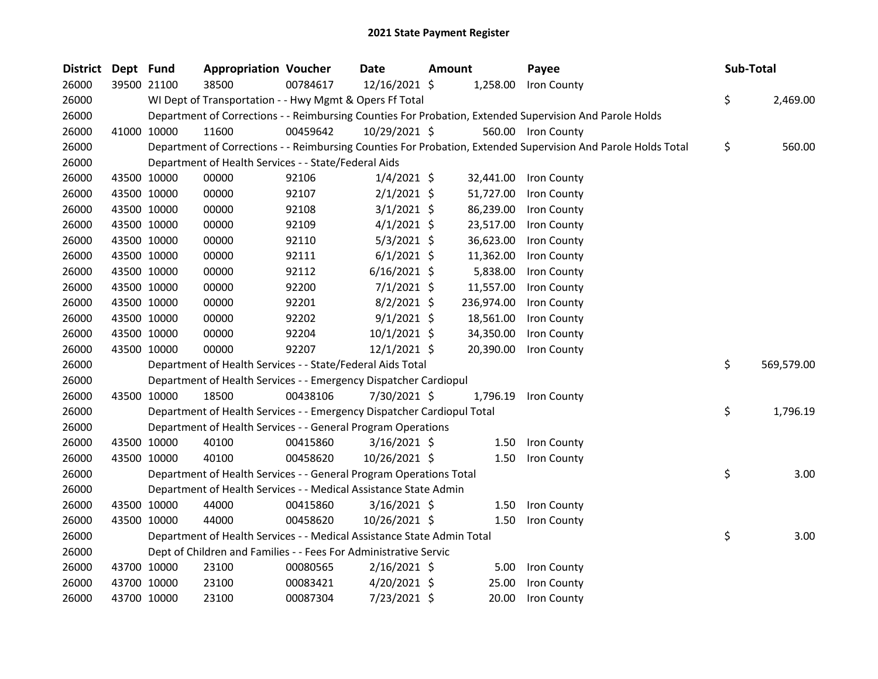# 2021 State Payment Register

| District | Dept | Fund | Appropriation | Voucher | Date | Amount | Payee | Sub-Total |
|---|---|---|---|---|---|---|---|---|
| 26000 | 39500 | 21100 | 38500 | 00784617 | 12/16/2021 | $ 1,258.00 | Iron County | |
| 26000 | | WI Dept of Transportation - - Hwy Mgmt & Opers Ff Total | | | | | | $ 2,469.00 |
| 26000 | | Department of Corrections - - Reimbursing Counties For Probation, Extended Supervision And Parole Holds | | | | | | |
| 26000 | 41000 | 10000 | 11600 | 00459642 | 10/29/2021 | $ 560.00 | Iron County | |
| 26000 | | Department of Corrections - - Reimbursing Counties For Probation, Extended Supervision And Parole Holds Total | | | | | | $ 560.00 |
| 26000 | | Department of Health Services - - State/Federal Aids | | | | | | |
| 26000 | 43500 | 10000 | 00000 | 92106 | 1/4/2021 | $ 32,441.00 | Iron County | |
| 26000 | 43500 | 10000 | 00000 | 92107 | 2/1/2021 | $ 51,727.00 | Iron County | |
| 26000 | 43500 | 10000 | 00000 | 92108 | 3/1/2021 | $ 86,239.00 | Iron County | |
| 26000 | 43500 | 10000 | 00000 | 92109 | 4/1/2021 | $ 23,517.00 | Iron County | |
| 26000 | 43500 | 10000 | 00000 | 92110 | 5/3/2021 | $ 36,623.00 | Iron County | |
| 26000 | 43500 | 10000 | 00000 | 92111 | 6/1/2021 | $ 11,362.00 | Iron County | |
| 26000 | 43500 | 10000 | 00000 | 92112 | 6/16/2021 | $ 5,838.00 | Iron County | |
| 26000 | 43500 | 10000 | 00000 | 92200 | 7/1/2021 | $ 11,557.00 | Iron County | |
| 26000 | 43500 | 10000 | 00000 | 92201 | 8/2/2021 | $ 236,974.00 | Iron County | |
| 26000 | 43500 | 10000 | 00000 | 92202 | 9/1/2021 | $ 18,561.00 | Iron County | |
| 26000 | 43500 | 10000 | 00000 | 92204 | 10/1/2021 | $ 34,350.00 | Iron County | |
| 26000 | 43500 | 10000 | 00000 | 92207 | 12/1/2021 | $ 20,390.00 | Iron County | |
| 26000 | | Department of Health Services - - State/Federal Aids Total | | | | | | $ 569,579.00 |
| 26000 | | Department of Health Services - - Emergency Dispatcher Cardiopul | | | | | | |
| 26000 | 43500 | 10000 | 18500 | 00438106 | 7/30/2021 | $ 1,796.19 | Iron County | |
| 26000 | | Department of Health Services - - Emergency Dispatcher Cardiopul Total | | | | | | $ 1,796.19 |
| 26000 | | Department of Health Services - - General Program Operations | | | | | | |
| 26000 | 43500 | 10000 | 40100 | 00415860 | 3/16/2021 | $ 1.50 | Iron County | |
| 26000 | 43500 | 10000 | 40100 | 00458620 | 10/26/2021 | $ 1.50 | Iron County | |
| 26000 | | Department of Health Services - - General Program Operations Total | | | | | | $ 3.00 |
| 26000 | | Department of Health Services - - Medical Assistance State Admin | | | | | | |
| 26000 | 43500 | 10000 | 44000 | 00415860 | 3/16/2021 | $ 1.50 | Iron County | |
| 26000 | 43500 | 10000 | 44000 | 00458620 | 10/26/2021 | $ 1.50 | Iron County | |
| 26000 | | Department of Health Services - - Medical Assistance State Admin Total | | | | | | $ 3.00 |
| 26000 | | Dept of Children and Families - - Fees For Administrative Servic | | | | | | |
| 26000 | 43700 | 10000 | 23100 | 00080565 | 2/16/2021 | $ 5.00 | Iron County | |
| 26000 | 43700 | 10000 | 23100 | 00083421 | 4/20/2021 | $ 25.00 | Iron County | |
| 26000 | 43700 | 10000 | 23100 | 00087304 | 7/23/2021 | $ 20.00 | Iron County | |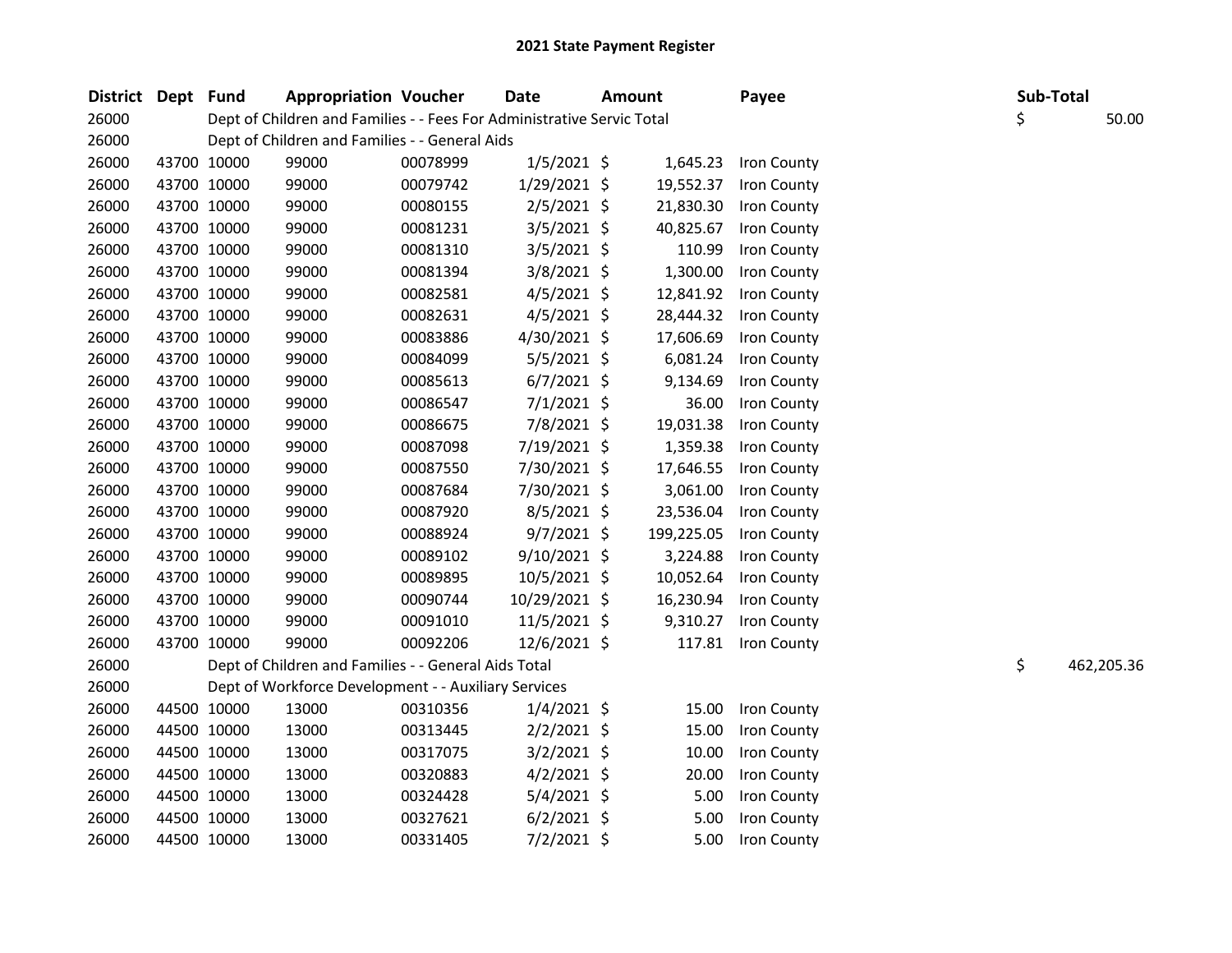## 2021 State Payment Register

| District | Dept | Fund | Appropriation | Voucher | Date | Amount | Payee | Sub-Total |
|---|---|---|---|---|---|---|---|---|
| 26000 | | Dept of Children and Families - - Fees For Administrative Servic Total | | | | | | $ 50.00 |
| 26000 | | Dept of Children and Families - - General Aids | | | | | | |
| 26000 | 43700 | 10000 | 99000 | 00078999 | 1/5/2021 | $ 1,645.23 | Iron County | |
| 26000 | 43700 | 10000 | 99000 | 00079742 | 1/29/2021 | $ 19,552.37 | Iron County | |
| 26000 | 43700 | 10000 | 99000 | 00080155 | 2/5/2021 | $ 21,830.30 | Iron County | |
| 26000 | 43700 | 10000 | 99000 | 00081231 | 3/5/2021 | $ 40,825.67 | Iron County | |
| 26000 | 43700 | 10000 | 99000 | 00081310 | 3/5/2021 | $ 110.99 | Iron County | |
| 26000 | 43700 | 10000 | 99000 | 00081394 | 3/8/2021 | $ 1,300.00 | Iron County | |
| 26000 | 43700 | 10000 | 99000 | 00082581 | 4/5/2021 | $ 12,841.92 | Iron County | |
| 26000 | 43700 | 10000 | 99000 | 00082631 | 4/5/2021 | $ 28,444.32 | Iron County | |
| 26000 | 43700 | 10000 | 99000 | 00083886 | 4/30/2021 | $ 17,606.69 | Iron County | |
| 26000 | 43700 | 10000 | 99000 | 00084099 | 5/5/2021 | $ 6,081.24 | Iron County | |
| 26000 | 43700 | 10000 | 99000 | 00085613 | 6/7/2021 | $ 9,134.69 | Iron County | |
| 26000 | 43700 | 10000 | 99000 | 00086547 | 7/1/2021 | $ 36.00 | Iron County | |
| 26000 | 43700 | 10000 | 99000 | 00086675 | 7/8/2021 | $ 19,031.38 | Iron County | |
| 26000 | 43700 | 10000 | 99000 | 00087098 | 7/19/2021 | $ 1,359.38 | Iron County | |
| 26000 | 43700 | 10000 | 99000 | 00087550 | 7/30/2021 | $ 17,646.55 | Iron County | |
| 26000 | 43700 | 10000 | 99000 | 00087684 | 7/30/2021 | $ 3,061.00 | Iron County | |
| 26000 | 43700 | 10000 | 99000 | 00087920 | 8/5/2021 | $ 23,536.04 | Iron County | |
| 26000 | 43700 | 10000 | 99000 | 00088924 | 9/7/2021 | $ 199,225.05 | Iron County | |
| 26000 | 43700 | 10000 | 99000 | 00089102 | 9/10/2021 | $ 3,224.88 | Iron County | |
| 26000 | 43700 | 10000 | 99000 | 00089895 | 10/5/2021 | $ 10,052.64 | Iron County | |
| 26000 | 43700 | 10000 | 99000 | 00090744 | 10/29/2021 | $ 16,230.94 | Iron County | |
| 26000 | 43700 | 10000 | 99000 | 00091010 | 11/5/2021 | $ 9,310.27 | Iron County | |
| 26000 | 43700 | 10000 | 99000 | 00092206 | 12/6/2021 | $ 117.81 | Iron County | |
| 26000 | | Dept of Children and Families - - General Aids Total | | | | | | $ 462,205.36 |
| 26000 | | Dept of Workforce Development - - Auxiliary Services | | | | | | |
| 26000 | 44500 | 10000 | 13000 | 00310356 | 1/4/2021 | $ 15.00 | Iron County | |
| 26000 | 44500 | 10000 | 13000 | 00313445 | 2/2/2021 | $ 15.00 | Iron County | |
| 26000 | 44500 | 10000 | 13000 | 00317075 | 3/2/2021 | $ 10.00 | Iron County | |
| 26000 | 44500 | 10000 | 13000 | 00320883 | 4/2/2021 | $ 20.00 | Iron County | |
| 26000 | 44500 | 10000 | 13000 | 00324428 | 5/4/2021 | $ 5.00 | Iron County | |
| 26000 | 44500 | 10000 | 13000 | 00327621 | 6/2/2021 | $ 5.00 | Iron County | |
| 26000 | 44500 | 10000 | 13000 | 00331405 | 7/2/2021 | $ 5.00 | Iron County | |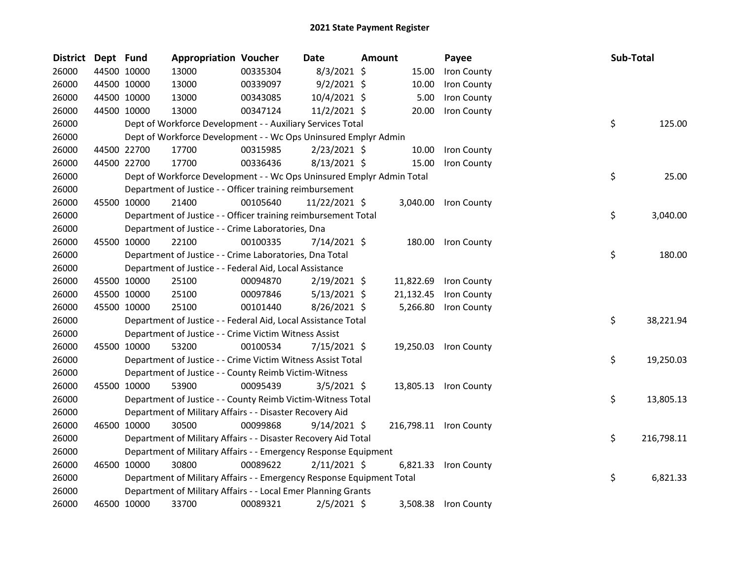# 2021 State Payment Register

| District | Dept | Fund | Appropriation | Voucher | Date | Amount | Payee | Sub-Total |
|---|---|---|---|---|---|---|---|---|
| 26000 | 44500 | 10000 | 13000 | 00335304 | 8/3/2021 | $ 15.00 | Iron County | |
| 26000 | 44500 | 10000 | 13000 | 00339097 | 9/2/2021 | $ 10.00 | Iron County | |
| 26000 | 44500 | 10000 | 13000 | 00343085 | 10/4/2021 | $ 5.00 | Iron County | |
| 26000 | 44500 | 10000 | 13000 | 00347124 | 11/2/2021 | $ 20.00 | Iron County | |
| 26000 | | Dept of Workforce Development - - Auxiliary Services Total | | | | | | $ 125.00 |
| 26000 | | Dept of Workforce Development - - Wc Ops Uninsured Emplyr Admin | | | | | | |
| 26000 | 44500 | 22700 | 17700 | 00315985 | 2/23/2021 | $ 10.00 | Iron County | |
| 26000 | 44500 | 22700 | 17700 | 00336436 | 8/13/2021 | $ 15.00 | Iron County | |
| 26000 | | Dept of Workforce Development - - Wc Ops Uninsured Emplyr Admin Total | | | | | | $ 25.00 |
| 26000 | | Department of Justice - - Officer training reimbursement | | | | | | |
| 26000 | 45500 | 10000 | 21400 | 00105640 | 11/22/2021 | $ 3,040.00 | Iron County | |
| 26000 | | Department of Justice - - Officer training reimbursement Total | | | | | | $ 3,040.00 |
| 26000 | | Department of Justice - - Crime Laboratories, Dna | | | | | | |
| 26000 | 45500 | 10000 | 22100 | 00100335 | 7/14/2021 | $ 180.00 | Iron County | |
| 26000 | | Department of Justice - - Crime Laboratories, Dna Total | | | | | | $ 180.00 |
| 26000 | | Department of Justice - - Federal Aid, Local Assistance | | | | | | |
| 26000 | 45500 | 10000 | 25100 | 00094870 | 2/19/2021 | $ 11,822.69 | Iron County | |
| 26000 | 45500 | 10000 | 25100 | 00097846 | 5/13/2021 | $ 21,132.45 | Iron County | |
| 26000 | 45500 | 10000 | 25100 | 00101440 | 8/26/2021 | $ 5,266.80 | Iron County | |
| 26000 | | Department of Justice - - Federal Aid, Local Assistance Total | | | | | | $ 38,221.94 |
| 26000 | | Department of Justice - - Crime Victim Witness Assist | | | | | | |
| 26000 | 45500 | 10000 | 53200 | 00100534 | 7/15/2021 | $ 19,250.03 | Iron County | |
| 26000 | | Department of Justice - - Crime Victim Witness Assist Total | | | | | | $ 19,250.03 |
| 26000 | | Department of Justice - - County Reimb Victim-Witness | | | | | | |
| 26000 | 45500 | 10000 | 53900 | 00095439 | 3/5/2021 | $ 13,805.13 | Iron County | |
| 26000 | | Department of Justice - - County Reimb Victim-Witness Total | | | | | | $ 13,805.13 |
| 26000 | | Department of Military Affairs - - Disaster Recovery Aid | | | | | | |
| 26000 | 46500 | 10000 | 30500 | 00099868 | 9/14/2021 | $ 216,798.11 | Iron County | |
| 26000 | | Department of Military Affairs - - Disaster Recovery Aid Total | | | | | | $ 216,798.11 |
| 26000 | | Department of Military Affairs - - Emergency Response Equipment | | | | | | |
| 26000 | 46500 | 10000 | 30800 | 00089622 | 2/11/2021 | $ 6,821.33 | Iron County | |
| 26000 | | Department of Military Affairs - - Emergency Response Equipment Total | | | | | | $ 6,821.33 |
| 26000 | | Department of Military Affairs - - Local Emer Planning Grants | | | | | | |
| 26000 | 46500 | 10000 | 33700 | 00089321 | 2/5/2021 | $ 3,508.38 | Iron County | |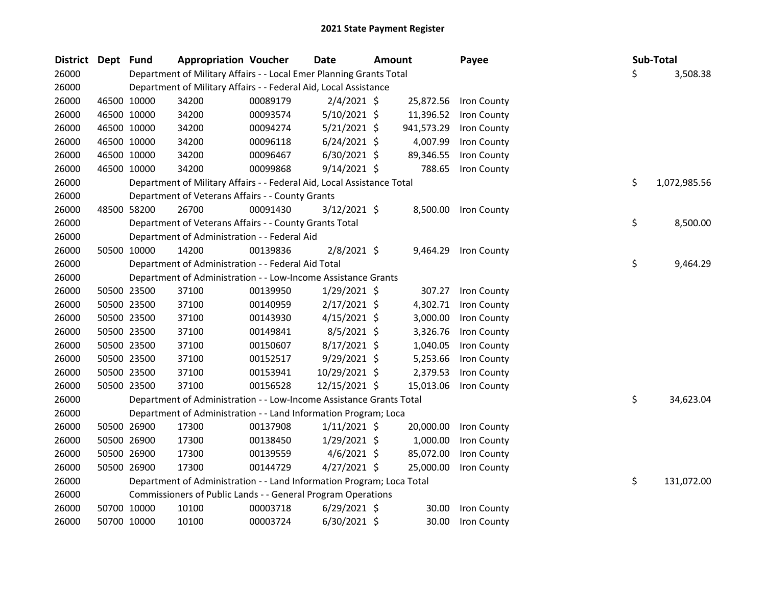# 2021 State Payment Register

| District | Dept | Fund | Appropriation | Voucher | Date | Amount | Payee | Sub-Total |
|---|---|---|---|---|---|---|---|---|
| 26000 | | Department of Military Affairs - - Local Emer Planning Grants Total | | | | | | $ 3,508.38 |
| 26000 | | Department of Military Affairs - - Federal Aid, Local Assistance | | | | | | |
| 26000 | 46500 | 10000 | 34200 | 00089179 | 2/4/2021 | $ 25,872.56 | Iron County | |
| 26000 | 46500 | 10000 | 34200 | 00093574 | 5/10/2021 | $ 11,396.52 | Iron County | |
| 26000 | 46500 | 10000 | 34200 | 00094274 | 5/21/2021 | $ 941,573.29 | Iron County | |
| 26000 | 46500 | 10000 | 34200 | 00096118 | 6/24/2021 | $ 4,007.99 | Iron County | |
| 26000 | 46500 | 10000 | 34200 | 00096467 | 6/30/2021 | $ 89,346.55 | Iron County | |
| 26000 | 46500 | 10000 | 34200 | 00099868 | 9/14/2021 | $ 788.65 | Iron County | |
| 26000 | | Department of Military Affairs - - Federal Aid, Local Assistance Total | | | | | | $ 1,072,985.56 |
| 26000 | | Department of Veterans Affairs - - County Grants | | | | | | |
| 26000 | 48500 | 58200 | 26700 | 00091430 | 3/12/2021 | $ 8,500.00 | Iron County | |
| 26000 | | Department of Veterans Affairs - - County Grants Total | | | | | | $ 8,500.00 |
| 26000 | | Department of Administration - - Federal Aid | | | | | | |
| 26000 | 50500 | 10000 | 14200 | 00139836 | 2/8/2021 | $ 9,464.29 | Iron County | |
| 26000 | | Department of Administration - - Federal Aid Total | | | | | | $ 9,464.29 |
| 26000 | | Department of Administration - - Low-Income Assistance Grants | | | | | | |
| 26000 | 50500 | 23500 | 37100 | 00139950 | 1/29/2021 | $ 307.27 | Iron County | |
| 26000 | 50500 | 23500 | 37100 | 00140959 | 2/17/2021 | $ 4,302.71 | Iron County | |
| 26000 | 50500 | 23500 | 37100 | 00143930 | 4/15/2021 | $ 3,000.00 | Iron County | |
| 26000 | 50500 | 23500 | 37100 | 00149841 | 8/5/2021 | $ 3,326.76 | Iron County | |
| 26000 | 50500 | 23500 | 37100 | 00150607 | 8/17/2021 | $ 1,040.05 | Iron County | |
| 26000 | 50500 | 23500 | 37100 | 00152517 | 9/29/2021 | $ 5,253.66 | Iron County | |
| 26000 | 50500 | 23500 | 37100 | 00153941 | 10/29/2021 | $ 2,379.53 | Iron County | |
| 26000 | 50500 | 23500 | 37100 | 00156528 | 12/15/2021 | $ 15,013.06 | Iron County | |
| 26000 | | Department of Administration - - Low-Income Assistance Grants Total | | | | | | $ 34,623.04 |
| 26000 | | Department of Administration - - Land Information Program; Loca | | | | | | |
| 26000 | 50500 | 26900 | 17300 | 00137908 | 1/11/2021 | $ 20,000.00 | Iron County | |
| 26000 | 50500 | 26900 | 17300 | 00138450 | 1/29/2021 | $ 1,000.00 | Iron County | |
| 26000 | 50500 | 26900 | 17300 | 00139559 | 4/6/2021 | $ 85,072.00 | Iron County | |
| 26000 | 50500 | 26900 | 17300 | 00144729 | 4/27/2021 | $ 25,000.00 | Iron County | |
| 26000 | | Department of Administration - - Land Information Program; Loca Total | | | | | | $ 131,072.00 |
| 26000 | | Commissioners of Public Lands - - General Program Operations | | | | | | |
| 26000 | 50700 | 10000 | 10100 | 00003718 | 6/29/2021 | $ 30.00 | Iron County | |
| 26000 | 50700 | 10000 | 10100 | 00003724 | 6/30/2021 | $ 30.00 | Iron County | |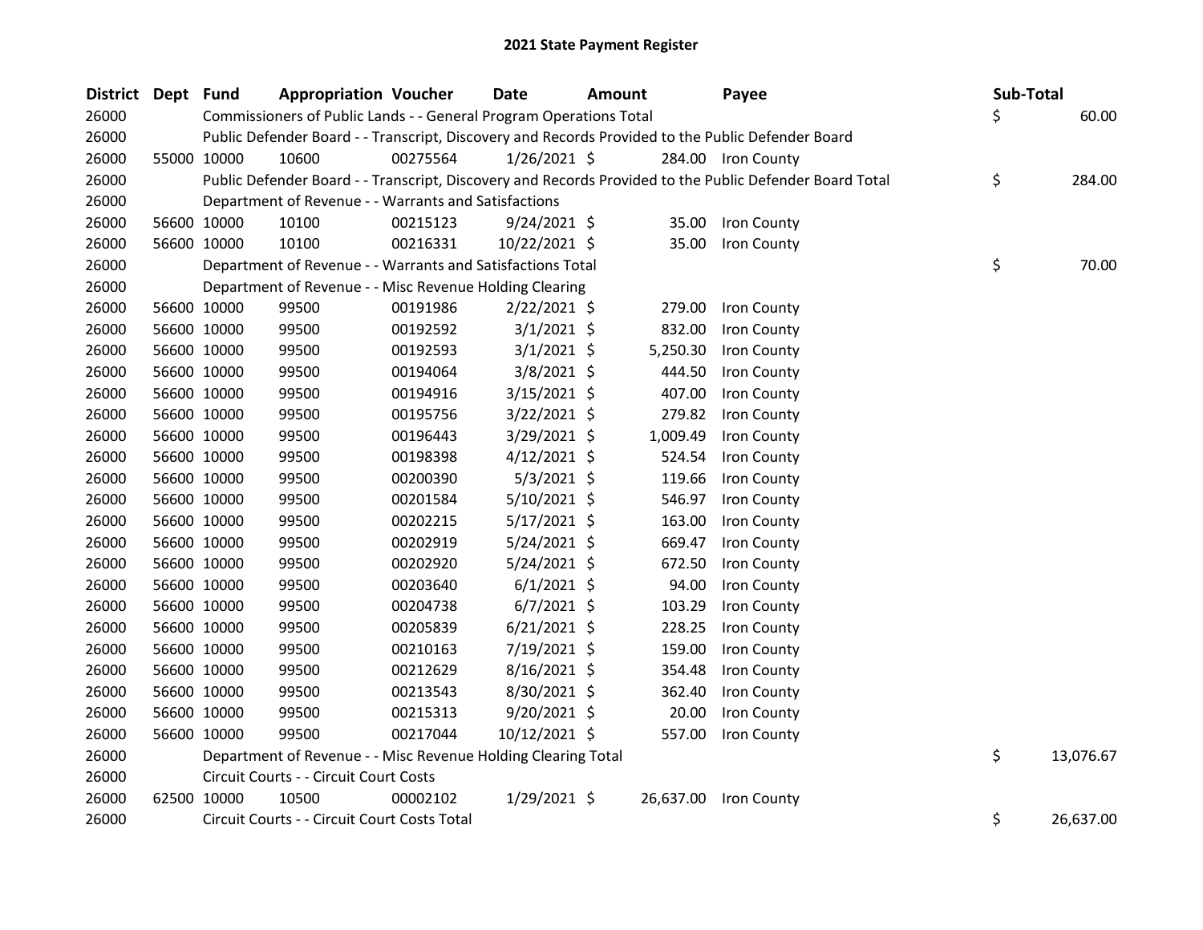# 2021 State Payment Register

| District | Dept | Fund | Appropriation | Voucher | Date | Amount | Payee | Sub-Total |
|---|---|---|---|---|---|---|---|---|
| 26000 | | Commissioners of Public Lands - - General Program Operations Total | | | | | | $ 60.00 |
| 26000 | | Public Defender Board - - Transcript, Discovery and Records Provided to the Public Defender Board | | | | | | |
| 26000 | 55000 | 10000 | 10600 | 00275564 | 1/26/2021 | $ 284.00 | Iron County | |
| 26000 | | Public Defender Board - - Transcript, Discovery and Records Provided to the Public Defender Board Total | | | | | | $ 284.00 |
| 26000 | | Department of Revenue - - Warrants and Satisfactions | | | | | | |
| 26000 | 56600 | 10000 | 10100 | 00215123 | 9/24/2021 | $ 35.00 | Iron County | |
| 26000 | 56600 | 10000 | 10100 | 00216331 | 10/22/2021 | $ 35.00 | Iron County | |
| 26000 | | Department of Revenue - - Warrants and Satisfactions Total | | | | | | $ 70.00 |
| 26000 | | Department of Revenue - - Misc Revenue Holding Clearing | | | | | | |
| 26000 | 56600 | 10000 | 99500 | 00191986 | 2/22/2021 | $ 279.00 | Iron County | |
| 26000 | 56600 | 10000 | 99500 | 00192592 | 3/1/2021 | $ 832.00 | Iron County | |
| 26000 | 56600 | 10000 | 99500 | 00192593 | 3/1/2021 | $ 5,250.30 | Iron County | |
| 26000 | 56600 | 10000 | 99500 | 00194064 | 3/8/2021 | $ 444.50 | Iron County | |
| 26000 | 56600 | 10000 | 99500 | 00194916 | 3/15/2021 | $ 407.00 | Iron County | |
| 26000 | 56600 | 10000 | 99500 | 00195756 | 3/22/2021 | $ 279.82 | Iron County | |
| 26000 | 56600 | 10000 | 99500 | 00196443 | 3/29/2021 | $ 1,009.49 | Iron County | |
| 26000 | 56600 | 10000 | 99500 | 00198398 | 4/12/2021 | $ 524.54 | Iron County | |
| 26000 | 56600 | 10000 | 99500 | 00200390 | 5/3/2021 | $ 119.66 | Iron County | |
| 26000 | 56600 | 10000 | 99500 | 00201584 | 5/10/2021 | $ 546.97 | Iron County | |
| 26000 | 56600 | 10000 | 99500 | 00202215 | 5/17/2021 | $ 163.00 | Iron County | |
| 26000 | 56600 | 10000 | 99500 | 00202919 | 5/24/2021 | $ 669.47 | Iron County | |
| 26000 | 56600 | 10000 | 99500 | 00202920 | 5/24/2021 | $ 672.50 | Iron County | |
| 26000 | 56600 | 10000 | 99500 | 00203640 | 6/1/2021 | $ 94.00 | Iron County | |
| 26000 | 56600 | 10000 | 99500 | 00204738 | 6/7/2021 | $ 103.29 | Iron County | |
| 26000 | 56600 | 10000 | 99500 | 00205839 | 6/21/2021 | $ 228.25 | Iron County | |
| 26000 | 56600 | 10000 | 99500 | 00210163 | 7/19/2021 | $ 159.00 | Iron County | |
| 26000 | 56600 | 10000 | 99500 | 00212629 | 8/16/2021 | $ 354.48 | Iron County | |
| 26000 | 56600 | 10000 | 99500 | 00213543 | 8/30/2021 | $ 362.40 | Iron County | |
| 26000 | 56600 | 10000 | 99500 | 00215313 | 9/20/2021 | $ 20.00 | Iron County | |
| 26000 | 56600 | 10000 | 99500 | 00217044 | 10/12/2021 | $ 557.00 | Iron County | |
| 26000 | | Department of Revenue - - Misc Revenue Holding Clearing Total | | | | | | $ 13,076.67 |
| 26000 | | Circuit Courts - - Circuit Court Costs | | | | | | |
| 26000 | 62500 | 10000 | 10500 | 00002102 | 1/29/2021 | $ 26,637.00 | Iron County | |
| 26000 | | Circuit Courts - - Circuit Court Costs Total | | | | | | $ 26,637.00 |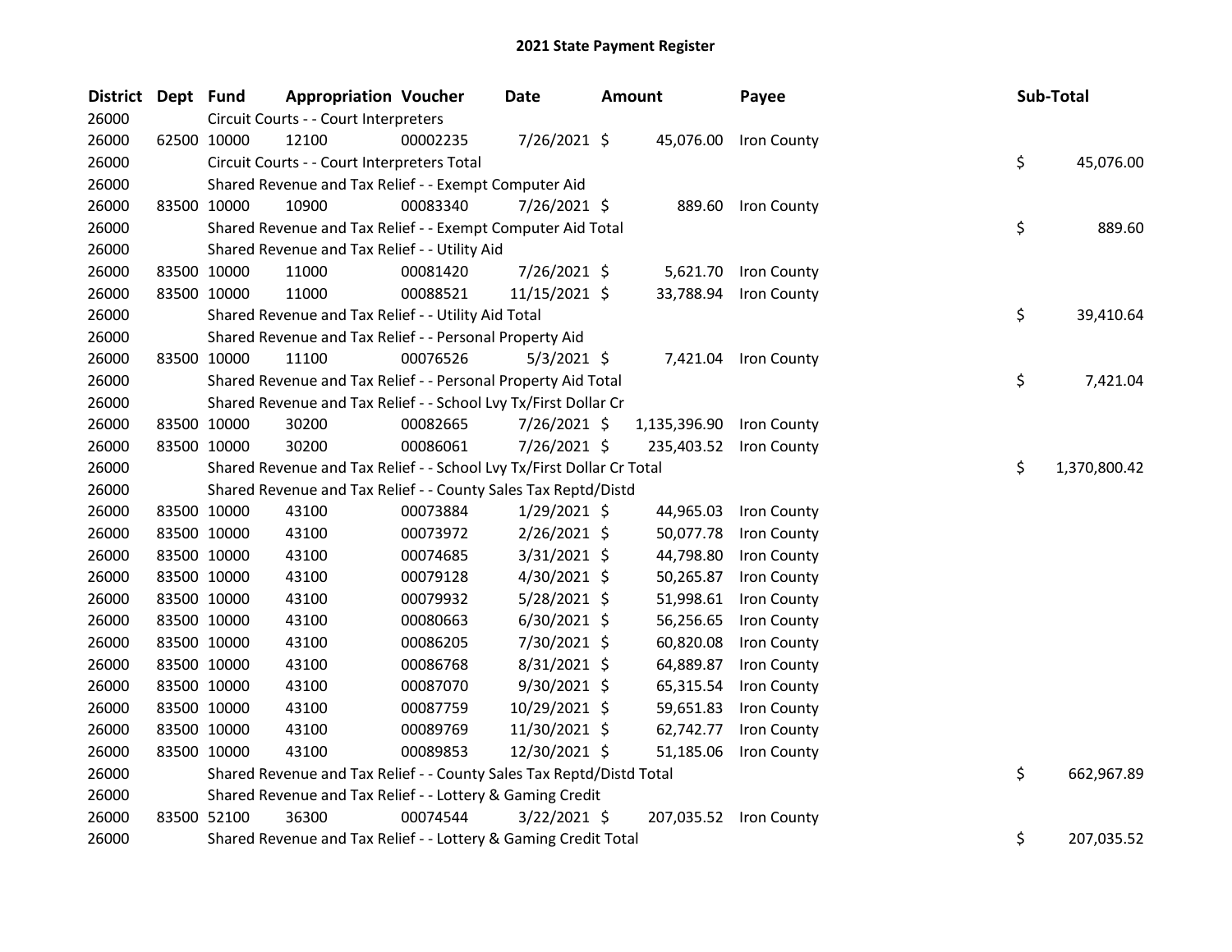# 2021 State Payment Register

| District | Dept | Fund | Appropriation | Voucher | Date | Amount | Payee | Sub-Total |
|---|---|---|---|---|---|---|---|---|
| 26000 | | Circuit Courts - - Court Interpreters | | | | | | |
| 26000 | 62500 | 10000 | 12100 | 00002235 | 7/26/2021 | $ 45,076.00 | Iron County | |
| 26000 | | Circuit Courts - - Court Interpreters Total | | | | | | $ 45,076.00 |
| 26000 | | Shared Revenue and Tax Relief - - Exempt Computer Aid | | | | | | |
| 26000 | 83500 | 10000 | 10900 | 00083340 | 7/26/2021 | $ 889.60 | Iron County | |
| 26000 | | Shared Revenue and Tax Relief - - Exempt Computer Aid Total | | | | | | $ 889.60 |
| 26000 | | Shared Revenue and Tax Relief - - Utility Aid | | | | | | |
| 26000 | 83500 | 10000 | 11000 | 00081420 | 7/26/2021 | $ 5,621.70 | Iron County | |
| 26000 | 83500 | 10000 | 11000 | 00088521 | 11/15/2021 | $ 33,788.94 | Iron County | |
| 26000 | | Shared Revenue and Tax Relief - - Utility Aid Total | | | | | | $ 39,410.64 |
| 26000 | | Shared Revenue and Tax Relief - - Personal Property Aid | | | | | | |
| 26000 | 83500 | 10000 | 11100 | 00076526 | 5/3/2021 | $ 7,421.04 | Iron County | |
| 26000 | | Shared Revenue and Tax Relief - - Personal Property Aid Total | | | | | | $ 7,421.04 |
| 26000 | | Shared Revenue and Tax Relief - - School Lvy Tx/First Dollar Cr | | | | | | |
| 26000 | 83500 | 10000 | 30200 | 00082665 | 7/26/2021 | $ 1,135,396.90 | Iron County | |
| 26000 | 83500 | 10000 | 30200 | 00086061 | 7/26/2021 | $ 235,403.52 | Iron County | |
| 26000 | | Shared Revenue and Tax Relief - - School Lvy Tx/First Dollar Cr Total | | | | | | $ 1,370,800.42 |
| 26000 | | Shared Revenue and Tax Relief - - County Sales Tax Reptd/Distd | | | | | | |
| 26000 | 83500 | 10000 | 43100 | 00073884 | 1/29/2021 | $ 44,965.03 | Iron County | |
| 26000 | 83500 | 10000 | 43100 | 00073972 | 2/26/2021 | $ 50,077.78 | Iron County | |
| 26000 | 83500 | 10000 | 43100 | 00074685 | 3/31/2021 | $ 44,798.80 | Iron County | |
| 26000 | 83500 | 10000 | 43100 | 00079128 | 4/30/2021 | $ 50,265.87 | Iron County | |
| 26000 | 83500 | 10000 | 43100 | 00079932 | 5/28/2021 | $ 51,998.61 | Iron County | |
| 26000 | 83500 | 10000 | 43100 | 00080663 | 6/30/2021 | $ 56,256.65 | Iron County | |
| 26000 | 83500 | 10000 | 43100 | 00086205 | 7/30/2021 | $ 60,820.08 | Iron County | |
| 26000 | 83500 | 10000 | 43100 | 00086768 | 8/31/2021 | $ 64,889.87 | Iron County | |
| 26000 | 83500 | 10000 | 43100 | 00087070 | 9/30/2021 | $ 65,315.54 | Iron County | |
| 26000 | 83500 | 10000 | 43100 | 00087759 | 10/29/2021 | $ 59,651.83 | Iron County | |
| 26000 | 83500 | 10000 | 43100 | 00089769 | 11/30/2021 | $ 62,742.77 | Iron County | |
| 26000 | 83500 | 10000 | 43100 | 00089853 | 12/30/2021 | $ 51,185.06 | Iron County | |
| 26000 | | Shared Revenue and Tax Relief - - County Sales Tax Reptd/Distd Total | | | | | | $ 662,967.89 |
| 26000 | | Shared Revenue and Tax Relief - - Lottery & Gaming Credit | | | | | | |
| 26000 | 83500 | 52100 | 36300 | 00074544 | 3/22/2021 | $ 207,035.52 | Iron County | |
| 26000 | | Shared Revenue and Tax Relief - - Lottery & Gaming Credit Total | | | | | | $ 207,035.52 |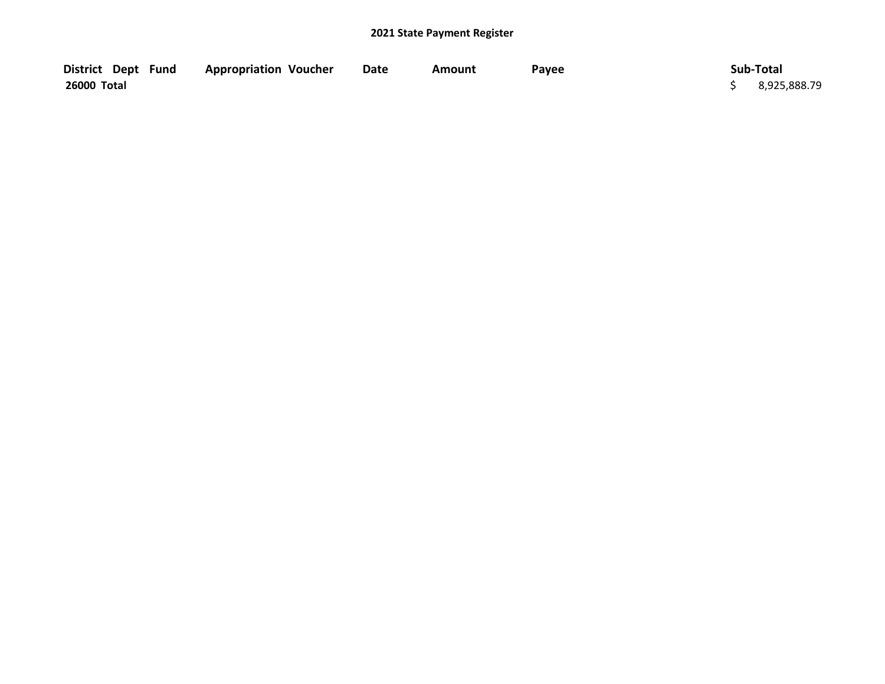## 2021 State Payment Register

| District | Dept | Fund | Appropriation | Voucher | Date | Amount | Payee | Sub-Total |
|---|---|---|---|---|---|---|---|---|
| 26000 Total | | | | | | | | $ 8,925,888.79 |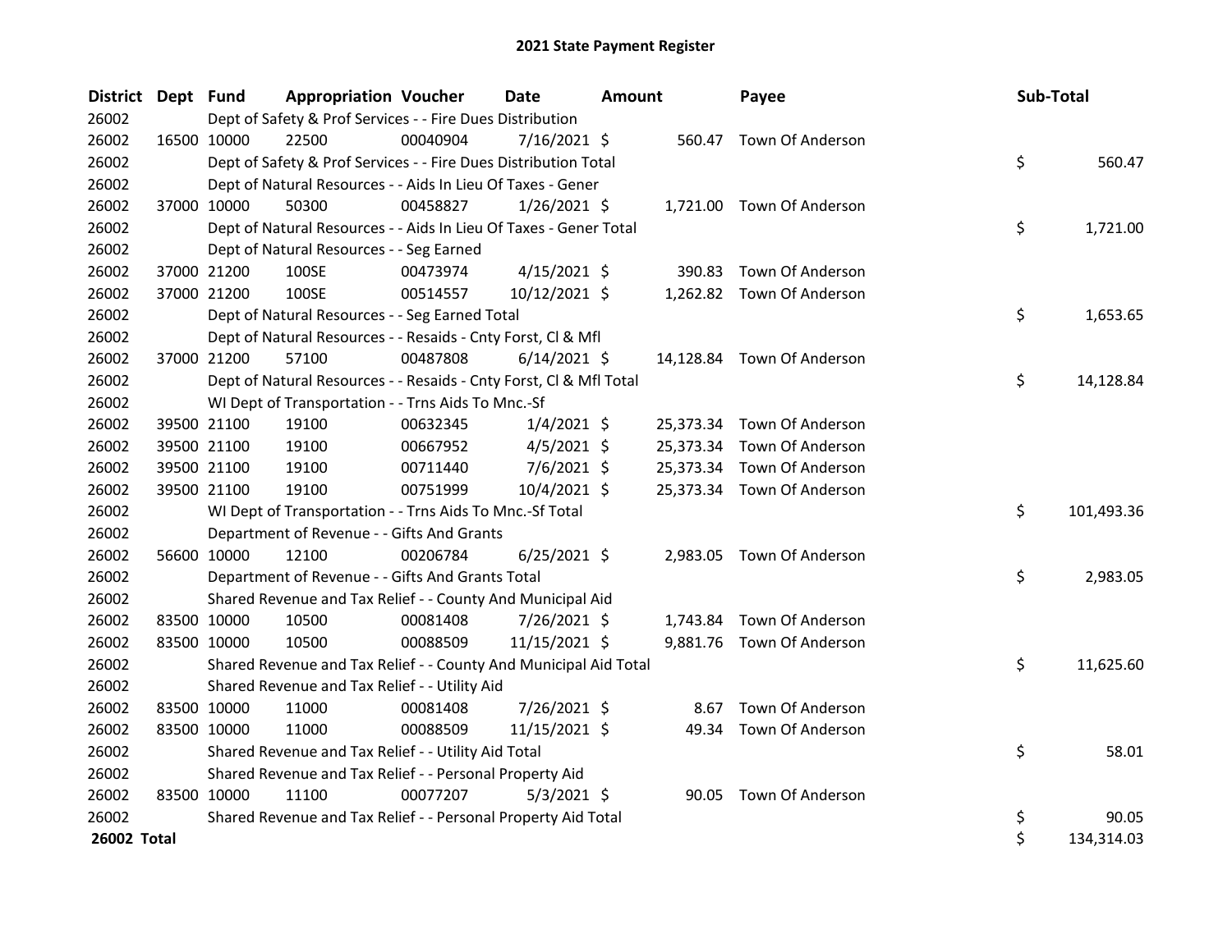# 2021 State Payment Register

| District | Dept | Fund | Appropriation | Voucher | Date | Amount | Payee | Sub-Total |
|---|---|---|---|---|---|---|---|---|
| 26002 | | Dept of Safety & Prof Services - - Fire Dues Distribution | | | | | | |
| 26002 | 16500 | 10000 | 22500 | 00040904 | 7/16/2021 | $ 560.47 | Town Of Anderson | |
| 26002 | | Dept of Safety & Prof Services - - Fire Dues Distribution Total | | | | | | $ 560.47 |
| 26002 | | Dept of Natural Resources - - Aids In Lieu Of Taxes - Gener | | | | | | |
| 26002 | 37000 | 10000 | 50300 | 00458827 | 1/26/2021 | $ 1,721.00 | Town Of Anderson | |
| 26002 | | Dept of Natural Resources - - Aids In Lieu Of Taxes - Gener Total | | | | | | $ 1,721.00 |
| 26002 | | Dept of Natural Resources - - Seg Earned | | | | | | |
| 26002 | 37000 | 21200 | 100SE | 00473974 | 4/15/2021 | $ 390.83 | Town Of Anderson | |
| 26002 | 37000 | 21200 | 100SE | 00514557 | 10/12/2021 | $ 1,262.82 | Town Of Anderson | |
| 26002 | | Dept of Natural Resources - - Seg Earned Total | | | | | | $ 1,653.65 |
| 26002 | | Dept of Natural Resources - - Resaids - Cnty Forst, Cl & Mfl | | | | | | |
| 26002 | 37000 | 21200 | 57100 | 00487808 | 6/14/2021 | $ 14,128.84 | Town Of Anderson | |
| 26002 | | Dept of Natural Resources - - Resaids - Cnty Forst, Cl & Mfl Total | | | | | | $ 14,128.84 |
| 26002 | | WI Dept of Transportation - - Trns Aids To Mnc.-Sf | | | | | | |
| 26002 | 39500 | 21100 | 19100 | 00632345 | 1/4/2021 | $ 25,373.34 | Town Of Anderson | |
| 26002 | 39500 | 21100 | 19100 | 00667952 | 4/5/2021 | $ 25,373.34 | Town Of Anderson | |
| 26002 | 39500 | 21100 | 19100 | 00711440 | 7/6/2021 | $ 25,373.34 | Town Of Anderson | |
| 26002 | 39500 | 21100 | 19100 | 00751999 | 10/4/2021 | $ 25,373.34 | Town Of Anderson | |
| 26002 | | WI Dept of Transportation - - Trns Aids To Mnc.-Sf Total | | | | | | $ 101,493.36 |
| 26002 | | Department of Revenue - - Gifts And Grants | | | | | | |
| 26002 | 56600 | 10000 | 12100 | 00206784 | 6/25/2021 | $ 2,983.05 | Town Of Anderson | |
| 26002 | | Department of Revenue - - Gifts And Grants Total | | | | | | $ 2,983.05 |
| 26002 | | Shared Revenue and Tax Relief - - County And Municipal Aid | | | | | | |
| 26002 | 83500 | 10000 | 10500 | 00081408 | 7/26/2021 | $ 1,743.84 | Town Of Anderson | |
| 26002 | 83500 | 10000 | 10500 | 00088509 | 11/15/2021 | $ 9,881.76 | Town Of Anderson | |
| 26002 | | Shared Revenue and Tax Relief - - County And Municipal Aid Total | | | | | | $ 11,625.60 |
| 26002 | | Shared Revenue and Tax Relief - - Utility Aid | | | | | | |
| 26002 | 83500 | 10000 | 11000 | 00081408 | 7/26/2021 | $ 8.67 | Town Of Anderson | |
| 26002 | 83500 | 10000 | 11000 | 00088509 | 11/15/2021 | $ 49.34 | Town Of Anderson | |
| 26002 | | Shared Revenue and Tax Relief - - Utility Aid Total | | | | | | $ 58.01 |
| 26002 | | Shared Revenue and Tax Relief - - Personal Property Aid | | | | | | |
| 26002 | 83500 | 10000 | 11100 | 00077207 | 5/3/2021 | $ 90.05 | Town Of Anderson | |
| 26002 | | Shared Revenue and Tax Relief - - Personal Property Aid Total | | | | | | $ 90.05 |
| **26002 Total** | | | | | | | | $ 134,314.03 |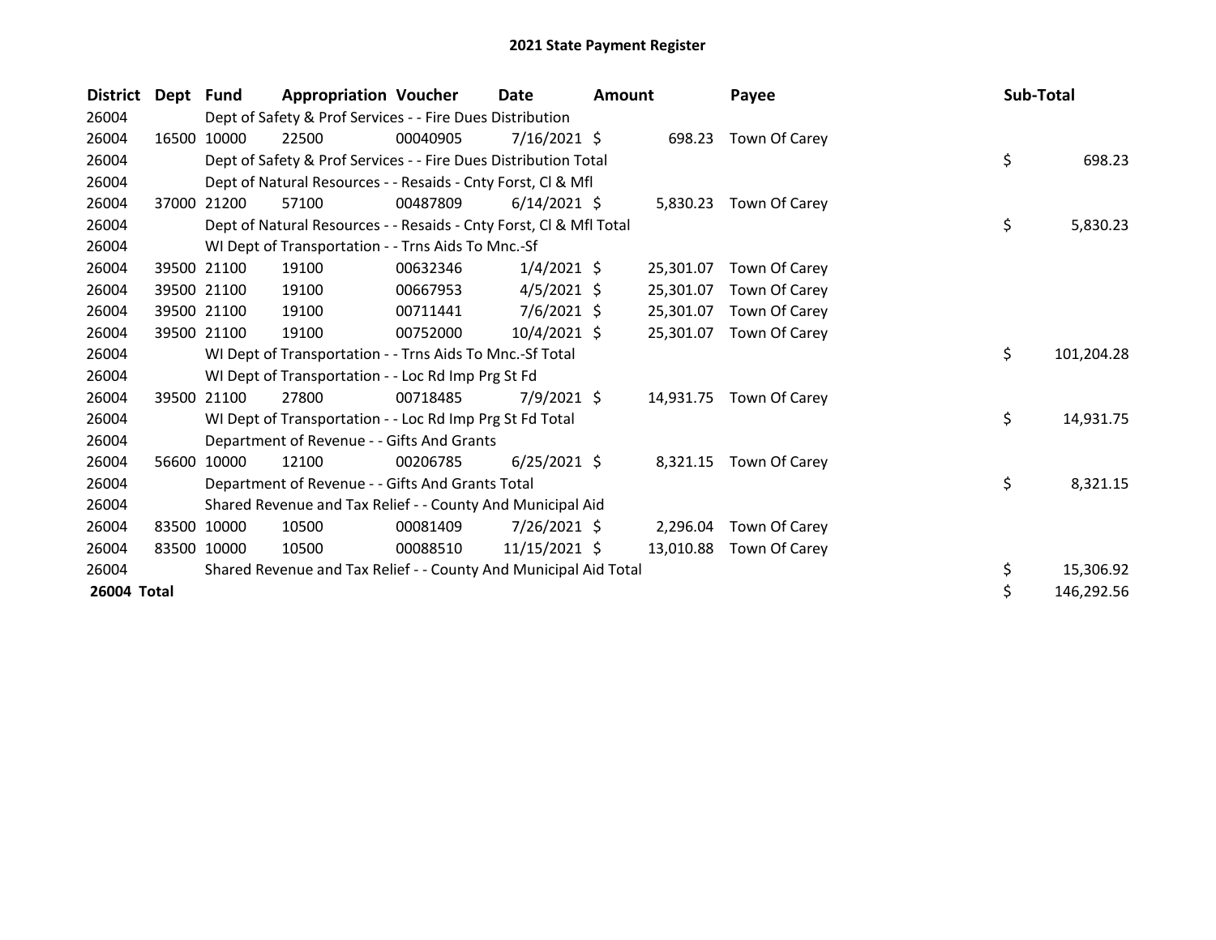# 2021 State Payment Register

| District | Dept | Fund | Appropriation | Voucher | Date | Amount | Payee | Sub-Total |
|---|---|---|---|---|---|---|---|---|
| 26004 | | Dept of Safety & Prof Services - - Fire Dues Distribution | | | | | | |
| 26004 | 16500 | 10000 | 22500 | 00040905 | 7/16/2021 | $ 698.23 | Town Of Carey | |
| 26004 | | Dept of Safety & Prof Services - - Fire Dues Distribution Total | | | | | | $ 698.23 |
| 26004 | | Dept of Natural Resources - - Resaids - Cnty Forst, Cl & Mfl | | | | | | |
| 26004 | 37000 | 21200 | 57100 | 00487809 | 6/14/2021 | $ 5,830.23 | Town Of Carey | |
| 26004 | | Dept of Natural Resources - - Resaids - Cnty Forst, Cl & Mfl Total | | | | | | $ 5,830.23 |
| 26004 | | WI Dept of Transportation - - Trns Aids To Mnc.-Sf | | | | | | |
| 26004 | 39500 | 21100 | 19100 | 00632346 | 1/4/2021 | $ 25,301.07 | Town Of Carey | |
| 26004 | 39500 | 21100 | 19100 | 00667953 | 4/5/2021 | $ 25,301.07 | Town Of Carey | |
| 26004 | 39500 | 21100 | 19100 | 00711441 | 7/6/2021 | $ 25,301.07 | Town Of Carey | |
| 26004 | 39500 | 21100 | 19100 | 00752000 | 10/4/2021 | $ 25,301.07 | Town Of Carey | |
| 26004 | | WI Dept of Transportation - - Trns Aids To Mnc.-Sf Total | | | | | | $ 101,204.28 |
| 26004 | | WI Dept of Transportation - - Loc Rd Imp Prg St Fd | | | | | | |
| 26004 | 39500 | 21100 | 27800 | 00718485 | 7/9/2021 | $ 14,931.75 | Town Of Carey | |
| 26004 | | WI Dept of Transportation - - Loc Rd Imp Prg St Fd Total | | | | | | $ 14,931.75 |
| 26004 | | Department of Revenue - - Gifts And Grants | | | | | | |
| 26004 | 56600 | 10000 | 12100 | 00206785 | 6/25/2021 | $ 8,321.15 | Town Of Carey | |
| 26004 | | Department of Revenue - - Gifts And Grants Total | | | | | | $ 8,321.15 |
| 26004 | | Shared Revenue and Tax Relief - - County And Municipal Aid | | | | | | |
| 26004 | 83500 | 10000 | 10500 | 00081409 | 7/26/2021 | $ 2,296.04 | Town Of Carey | |
| 26004 | 83500 | 10000 | 10500 | 00088510 | 11/15/2021 | $ 13,010.88 | Town Of Carey | |
| 26004 | | Shared Revenue and Tax Relief - - County And Municipal Aid Total | | | | | | $ 15,306.92 |
| **26004 Total** | | | | | | | | $ 146,292.56 |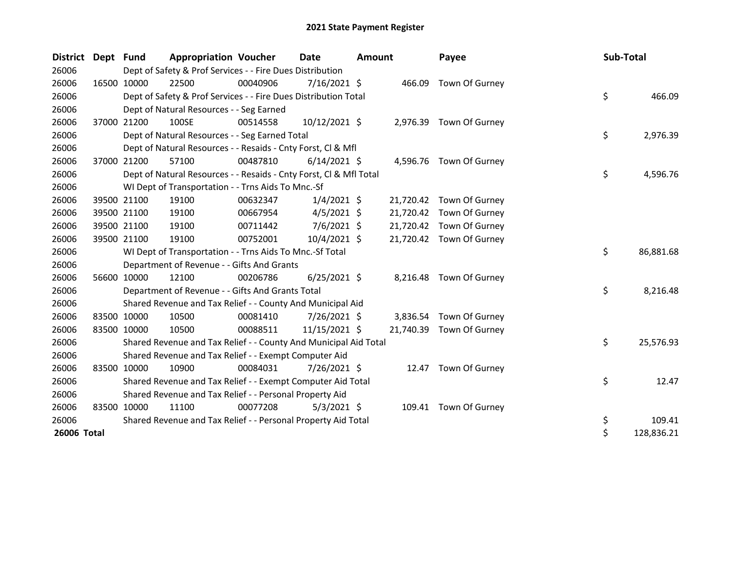# 2021 State Payment Register

| District | Dept | Fund | Appropriation | Voucher | Date | Amount | Payee | Sub-Total |
|---|---|---|---|---|---|---|---|---|
| 26006 | | Dept of Safety & Prof Services - - Fire Dues Distribution | | | | | | |
| 26006 | 16500 | 10000 | 22500 | 00040906 | 7/16/2021 | $ 466.09 | Town Of Gurney | |
| 26006 | | Dept of Safety & Prof Services - - Fire Dues Distribution Total | | | | | | $ 466.09 |
| 26006 | | Dept of Natural Resources - - Seg Earned | | | | | | |
| 26006 | 37000 | 21200 | 100SE | 00514558 | 10/12/2021 | $ 2,976.39 | Town Of Gurney | |
| 26006 | | Dept of Natural Resources - - Seg Earned Total | | | | | | $ 2,976.39 |
| 26006 | | Dept of Natural Resources - - Resaids - Cnty Forst, Cl & Mfl | | | | | | |
| 26006 | 37000 | 21200 | 57100 | 00487810 | 6/14/2021 | $ 4,596.76 | Town Of Gurney | |
| 26006 | | Dept of Natural Resources - - Resaids - Cnty Forst, Cl & Mfl Total | | | | | | $ 4,596.76 |
| 26006 | | WI Dept of Transportation - - Trns Aids To Mnc.-Sf | | | | | | |
| 26006 | 39500 | 21100 | 19100 | 00632347 | 1/4/2021 | $ 21,720.42 | Town Of Gurney | |
| 26006 | 39500 | 21100 | 19100 | 00667954 | 4/5/2021 | $ 21,720.42 | Town Of Gurney | |
| 26006 | 39500 | 21100 | 19100 | 00711442 | 7/6/2021 | $ 21,720.42 | Town Of Gurney | |
| 26006 | 39500 | 21100 | 19100 | 00752001 | 10/4/2021 | $ 21,720.42 | Town Of Gurney | |
| 26006 | | WI Dept of Transportation - - Trns Aids To Mnc.-Sf Total | | | | | | $ 86,881.68 |
| 26006 | | Department of Revenue - - Gifts And Grants | | | | | | |
| 26006 | 56600 | 10000 | 12100 | 00206786 | 6/25/2021 | $ 8,216.48 | Town Of Gurney | |
| 26006 | | Department of Revenue - - Gifts And Grants Total | | | | | | $ 8,216.48 |
| 26006 | | Shared Revenue and Tax Relief - - County And Municipal Aid | | | | | | |
| 26006 | 83500 | 10000 | 10500 | 00081410 | 7/26/2021 | $ 3,836.54 | Town Of Gurney | |
| 26006 | 83500 | 10000 | 10500 | 00088511 | 11/15/2021 | $ 21,740.39 | Town Of Gurney | |
| 26006 | | Shared Revenue and Tax Relief - - County And Municipal Aid Total | | | | | | $ 25,576.93 |
| 26006 | | Shared Revenue and Tax Relief - - Exempt Computer Aid | | | | | | |
| 26006 | 83500 | 10000 | 10900 | 00084031 | 7/26/2021 | $ 12.47 | Town Of Gurney | |
| 26006 | | Shared Revenue and Tax Relief - - Exempt Computer Aid Total | | | | | | $ 12.47 |
| 26006 | | Shared Revenue and Tax Relief - - Personal Property Aid | | | | | | |
| 26006 | 83500 | 10000 | 11100 | 00077208 | 5/3/2021 | $ 109.41 | Town Of Gurney | |
| 26006 | | Shared Revenue and Tax Relief - - Personal Property Aid Total | | | | | | $ 109.41 |
| **26006 Total** | | | | | | | | $ 128,836.21 |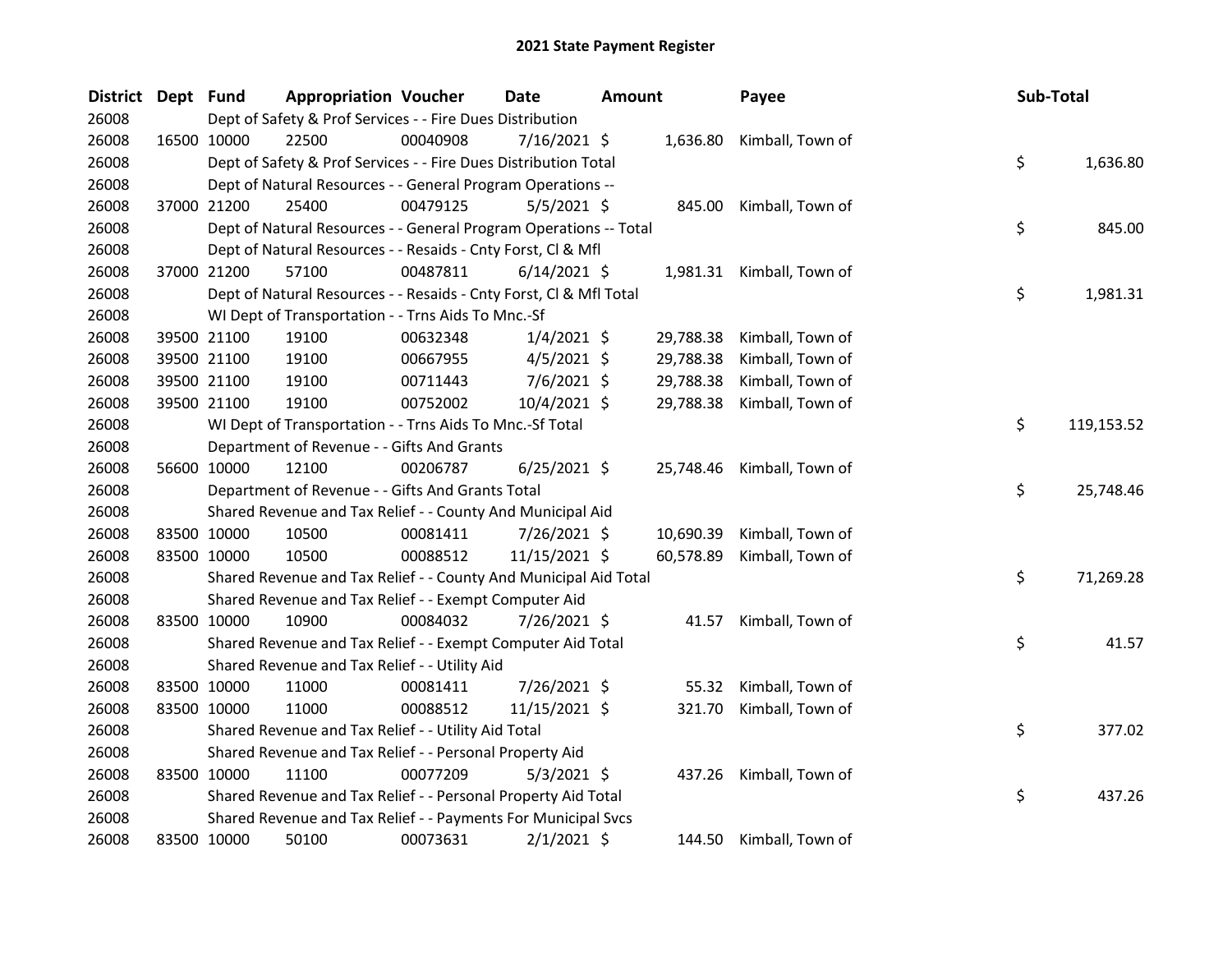# 2021 State Payment Register

| District | Dept | Fund | Appropriation | Voucher | Date | Amount | Payee | Sub-Total |
|---|---|---|---|---|---|---|---|---|
| 26008 | | Dept of Safety & Prof Services - - Fire Dues Distribution | | | | | | |
| 26008 | 16500 | 10000 | 22500 | 00040908 | 7/16/2021 | $ 1,636.80 | Kimball, Town of | |
| 26008 | | Dept of Safety & Prof Services - - Fire Dues Distribution Total | | | | | | $ 1,636.80 |
| 26008 | | Dept of Natural Resources - - General Program Operations -- | | | | | | |
| 26008 | 37000 | 21200 | 25400 | 00479125 | 5/5/2021 | $ 845.00 | Kimball, Town of | |
| 26008 | | Dept of Natural Resources - - General Program Operations -- Total | | | | | | $ 845.00 |
| 26008 | | Dept of Natural Resources - - Resaids - Cnty Forst, Cl & Mfl | | | | | | |
| 26008 | 37000 | 21200 | 57100 | 00487811 | 6/14/2021 | $ 1,981.31 | Kimball, Town of | |
| 26008 | | Dept of Natural Resources - - Resaids - Cnty Forst, Cl & Mfl Total | | | | | | $ 1,981.31 |
| 26008 | | WI Dept of Transportation - - Trns Aids To Mnc.-Sf | | | | | | |
| 26008 | 39500 | 21100 | 19100 | 00632348 | 1/4/2021 | $ 29,788.38 | Kimball, Town of | |
| 26008 | 39500 | 21100 | 19100 | 00667955 | 4/5/2021 | $ 29,788.38 | Kimball, Town of | |
| 26008 | 39500 | 21100 | 19100 | 00711443 | 7/6/2021 | $ 29,788.38 | Kimball, Town of | |
| 26008 | 39500 | 21100 | 19100 | 00752002 | 10/4/2021 | $ 29,788.38 | Kimball, Town of | |
| 26008 | | WI Dept of Transportation - - Trns Aids To Mnc.-Sf Total | | | | | | $ 119,153.52 |
| 26008 | | Department of Revenue - - Gifts And Grants | | | | | | |
| 26008 | 56600 | 10000 | 12100 | 00206787 | 6/25/2021 | $ 25,748.46 | Kimball, Town of | |
| 26008 | | Department of Revenue - - Gifts And Grants Total | | | | | | $ 25,748.46 |
| 26008 | | Shared Revenue and Tax Relief - - County And Municipal Aid | | | | | | |
| 26008 | 83500 | 10000 | 10500 | 00081411 | 7/26/2021 | $ 10,690.39 | Kimball, Town of | |
| 26008 | 83500 | 10000 | 10500 | 00088512 | 11/15/2021 | $ 60,578.89 | Kimball, Town of | |
| 26008 | | Shared Revenue and Tax Relief - - County And Municipal Aid Total | | | | | | $ 71,269.28 |
| 26008 | | Shared Revenue and Tax Relief - - Exempt Computer Aid | | | | | | |
| 26008 | 83500 | 10000 | 10900 | 00084032 | 7/26/2021 | $ 41.57 | Kimball, Town of | |
| 26008 | | Shared Revenue and Tax Relief - - Exempt Computer Aid Total | | | | | | $ 41.57 |
| 26008 | | Shared Revenue and Tax Relief - - Utility Aid | | | | | | |
| 26008 | 83500 | 10000 | 11000 | 00081411 | 7/26/2021 | $ 55.32 | Kimball, Town of | |
| 26008 | 83500 | 10000 | 11000 | 00088512 | 11/15/2021 | $ 321.70 | Kimball, Town of | |
| 26008 | | Shared Revenue and Tax Relief - - Utility Aid Total | | | | | | $ 377.02 |
| 26008 | | Shared Revenue and Tax Relief - - Personal Property Aid | | | | | | |
| 26008 | 83500 | 10000 | 11100 | 00077209 | 5/3/2021 | $ 437.26 | Kimball, Town of | |
| 26008 | | Shared Revenue and Tax Relief - - Personal Property Aid Total | | | | | | $ 437.26 |
| 26008 | | Shared Revenue and Tax Relief - - Payments For Municipal Svcs | | | | | | |
| 26008 | 83500 | 10000 | 50100 | 00073631 | 2/1/2021 | $ 144.50 | Kimball, Town of | |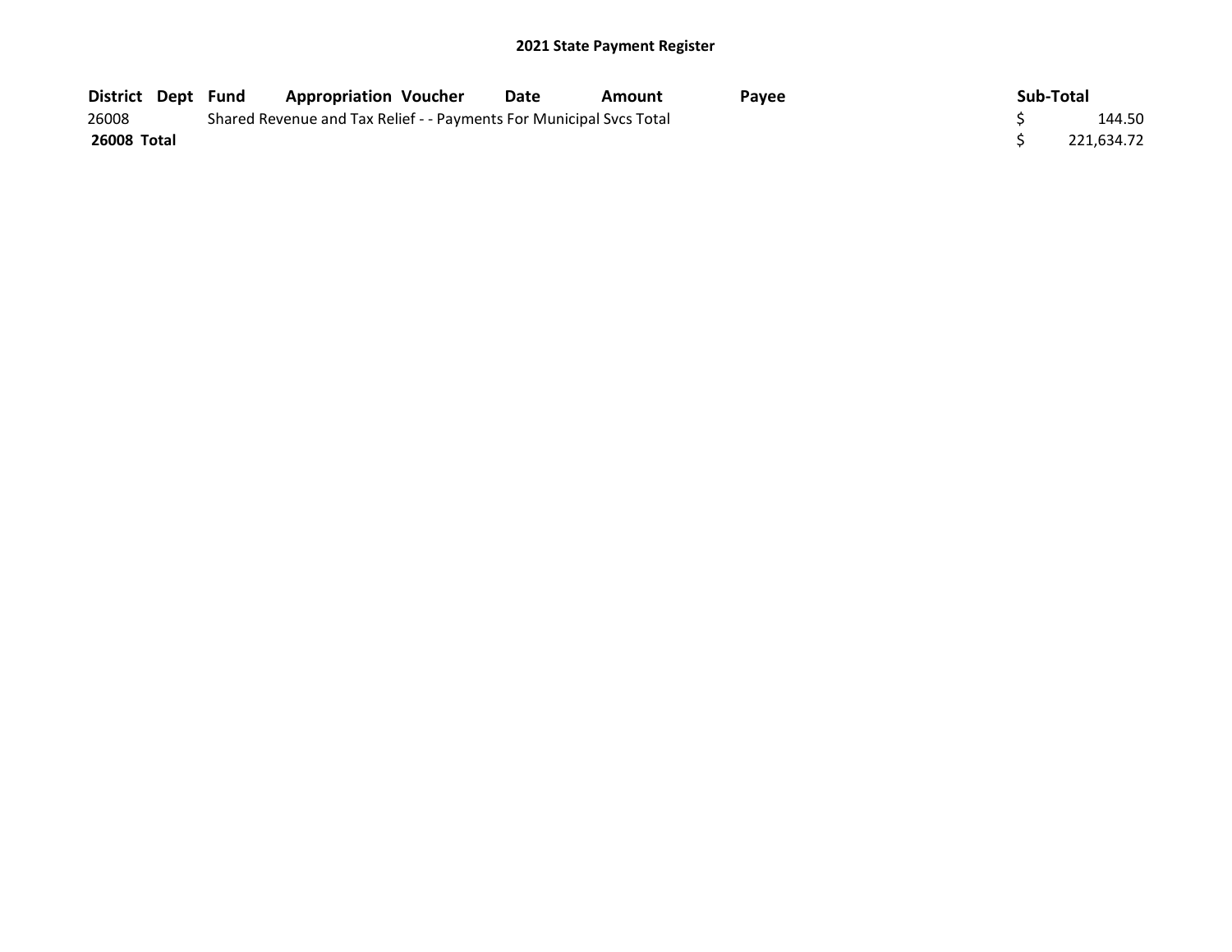## 2021 State Payment Register

| District | Dept | Fund | Appropriation | Voucher | Date | Amount | Payee | Sub-Total |
|---|---|---|---|---|---|---|---|---|
| 26008 | | Shared Revenue and Tax Relief - - Payments For Municipal Svcs Total | | | | | | $ 144.50 |
| **26008 Total** | | | | | | | | $ 221,634.72 |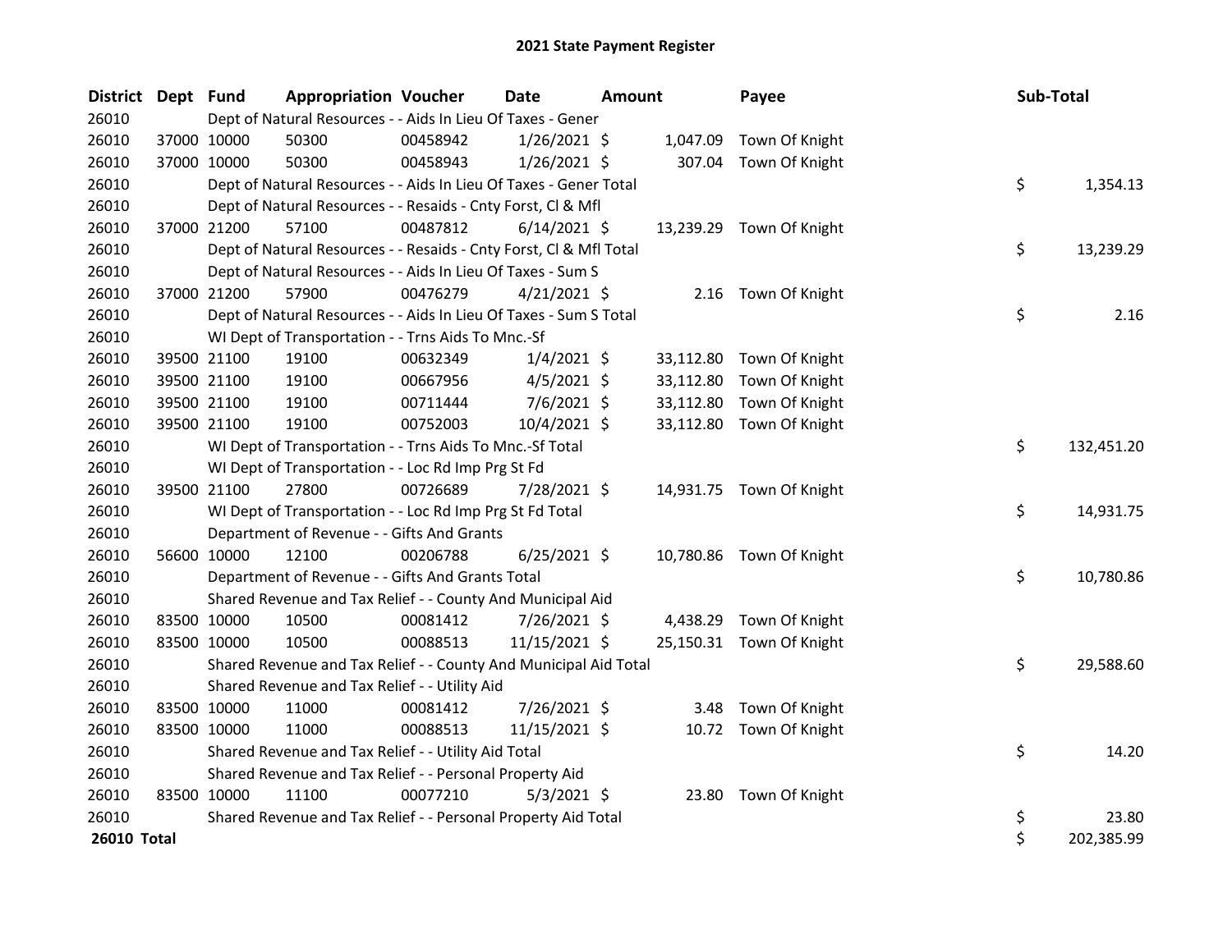# 2021 State Payment Register

| District | Dept | Fund | Appropriation | Voucher | Date | Amount | Payee | Sub-Total |
|---|---|---|---|---|---|---|---|---|
| 26010 | | | Dept of Natural Resources - - Aids In Lieu Of Taxes - Gener | | | | | |
| 26010 | 37000 | 10000 | 50300 | 00458942 | 1/26/2021 | $ 1,047.09 | Town Of Knight | |
| 26010 | 37000 | 10000 | 50300 | 00458943 | 1/26/2021 | $ 307.04 | Town Of Knight | |
| 26010 | | | Dept of Natural Resources - - Aids In Lieu Of Taxes - Gener Total | | | | | $ 1,354.13 |
| 26010 | | | Dept of Natural Resources - - Resaids - Cnty Forst, Cl & Mfl | | | | | |
| 26010 | 37000 | 21200 | 57100 | 00487812 | 6/14/2021 | $ 13,239.29 | Town Of Knight | |
| 26010 | | | Dept of Natural Resources - - Resaids - Cnty Forst, Cl & Mfl Total | | | | | $ 13,239.29 |
| 26010 | | | Dept of Natural Resources - - Aids In Lieu Of Taxes - Sum S | | | | | |
| 26010 | 37000 | 21200 | 57900 | 00476279 | 4/21/2021 | $ 2.16 | Town Of Knight | |
| 26010 | | | Dept of Natural Resources - - Aids In Lieu Of Taxes - Sum S Total | | | | | $ 2.16 |
| 26010 | | | WI Dept of Transportation - - Trns Aids To Mnc.-Sf | | | | | |
| 26010 | 39500 | 21100 | 19100 | 00632349 | 1/4/2021 | $ 33,112.80 | Town Of Knight | |
| 26010 | 39500 | 21100 | 19100 | 00667956 | 4/5/2021 | $ 33,112.80 | Town Of Knight | |
| 26010 | 39500 | 21100 | 19100 | 00711444 | 7/6/2021 | $ 33,112.80 | Town Of Knight | |
| 26010 | 39500 | 21100 | 19100 | 00752003 | 10/4/2021 | $ 33,112.80 | Town Of Knight | |
| 26010 | | | WI Dept of Transportation - - Trns Aids To Mnc.-Sf Total | | | | | $ 132,451.20 |
| 26010 | | | WI Dept of Transportation - - Loc Rd Imp Prg St Fd | | | | | |
| 26010 | 39500 | 21100 | 27800 | 00726689 | 7/28/2021 | $ 14,931.75 | Town Of Knight | |
| 26010 | | | WI Dept of Transportation - - Loc Rd Imp Prg St Fd Total | | | | | $ 14,931.75 |
| 26010 | | | Department of Revenue - - Gifts And Grants | | | | | |
| 26010 | 56600 | 10000 | 12100 | 00206788 | 6/25/2021 | $ 10,780.86 | Town Of Knight | |
| 26010 | | | Department of Revenue - - Gifts And Grants Total | | | | | $ 10,780.86 |
| 26010 | | | Shared Revenue and Tax Relief - - County And Municipal Aid | | | | | |
| 26010 | 83500 | 10000 | 10500 | 00081412 | 7/26/2021 | $ 4,438.29 | Town Of Knight | |
| 26010 | 83500 | 10000 | 10500 | 00088513 | 11/15/2021 | $ 25,150.31 | Town Of Knight | |
| 26010 | | | Shared Revenue and Tax Relief - - County And Municipal Aid Total | | | | | $ 29,588.60 |
| 26010 | | | Shared Revenue and Tax Relief - - Utility Aid | | | | | |
| 26010 | 83500 | 10000 | 11000 | 00081412 | 7/26/2021 | $ 3.48 | Town Of Knight | |
| 26010 | 83500 | 10000 | 11000 | 00088513 | 11/15/2021 | $ 10.72 | Town Of Knight | |
| 26010 | | | Shared Revenue and Tax Relief - - Utility Aid Total | | | | | $ 14.20 |
| 26010 | | | Shared Revenue and Tax Relief - - Personal Property Aid | | | | | |
| 26010 | 83500 | 10000 | 11100 | 00077210 | 5/3/2021 | $ 23.80 | Town Of Knight | |
| 26010 | | | Shared Revenue and Tax Relief - - Personal Property Aid Total | | | | | $ 23.80 |
| **26010 Total** | | | | | | | | $ 202,385.99 |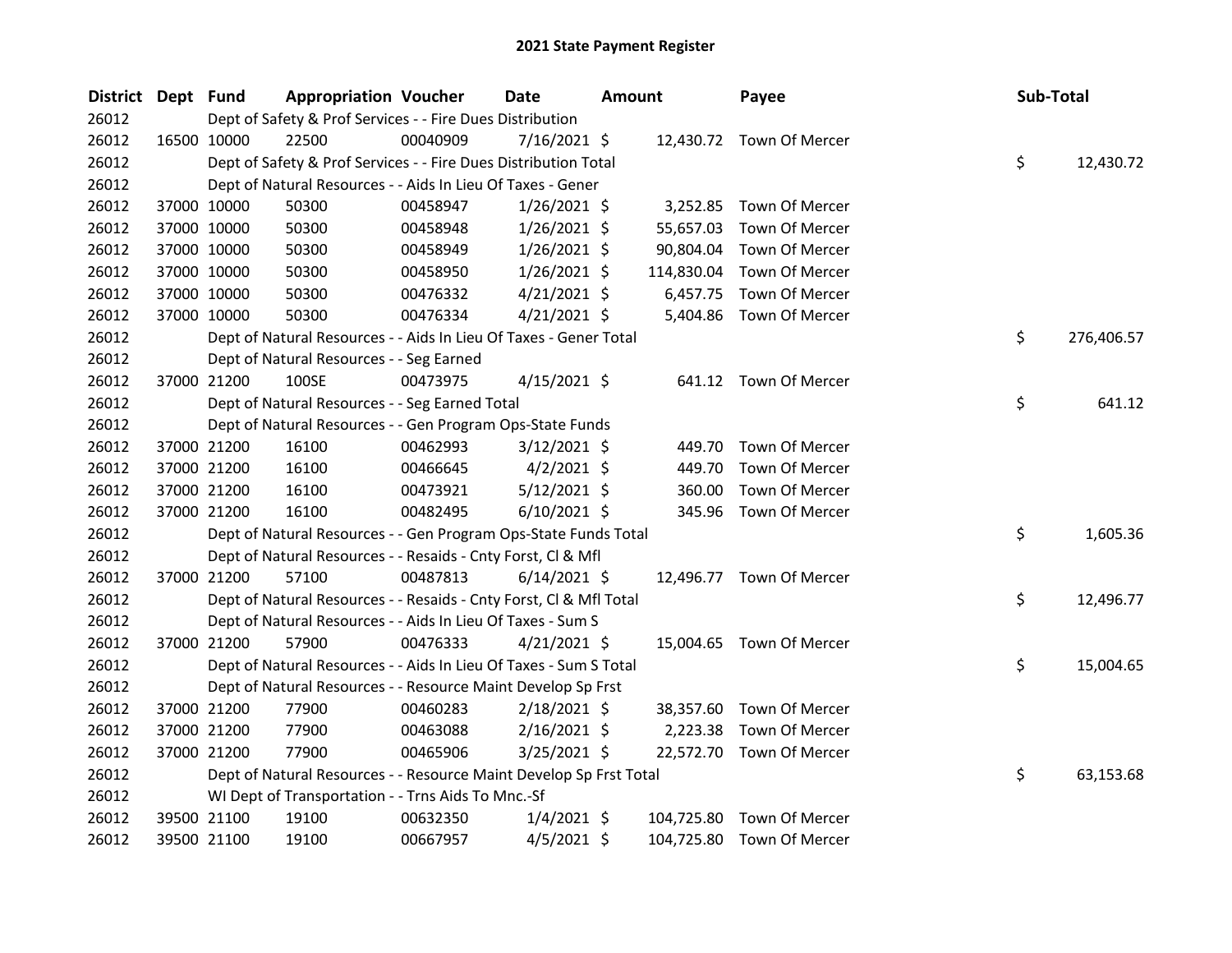# 2021 State Payment Register

| District | Dept | Fund | Appropriation | Voucher | Date | Amount | Payee | Sub-Total |
|---|---|---|---|---|---|---|---|---|
| 26012 | | Dept of Safety & Prof Services - - Fire Dues Distribution | | | | | | |
| 26012 | 16500 | 10000 | 22500 | 00040909 | 7/16/2021 | $ 12,430.72 | Town Of Mercer | |
| 26012 | | Dept of Safety & Prof Services - - Fire Dues Distribution Total | | | | | | $ 12,430.72 |
| 26012 | | Dept of Natural Resources - - Aids In Lieu Of Taxes - Gener | | | | | | |
| 26012 | 37000 | 10000 | 50300 | 00458947 | 1/26/2021 | $ 3,252.85 | Town Of Mercer | |
| 26012 | 37000 | 10000 | 50300 | 00458948 | 1/26/2021 | $ 55,657.03 | Town Of Mercer | |
| 26012 | 37000 | 10000 | 50300 | 00458949 | 1/26/2021 | $ 90,804.04 | Town Of Mercer | |
| 26012 | 37000 | 10000 | 50300 | 00458950 | 1/26/2021 | $ 114,830.04 | Town Of Mercer | |
| 26012 | 37000 | 10000 | 50300 | 00476332 | 4/21/2021 | $ 6,457.75 | Town Of Mercer | |
| 26012 | 37000 | 10000 | 50300 | 00476334 | 4/21/2021 | $ 5,404.86 | Town Of Mercer | |
| 26012 | | Dept of Natural Resources - - Aids In Lieu Of Taxes - Gener Total | | | | | | $ 276,406.57 |
| 26012 | | Dept of Natural Resources - - Seg Earned | | | | | | |
| 26012 | 37000 | 21200 | 100SE | 00473975 | 4/15/2021 | $ 641.12 | Town Of Mercer | |
| 26012 | | Dept of Natural Resources - - Seg Earned Total | | | | | | $ 641.12 |
| 26012 | | Dept of Natural Resources - - Gen Program Ops-State Funds | | | | | | |
| 26012 | 37000 | 21200 | 16100 | 00462993 | 3/12/2021 | $ 449.70 | Town Of Mercer | |
| 26012 | 37000 | 21200 | 16100 | 00466645 | 4/2/2021 | $ 449.70 | Town Of Mercer | |
| 26012 | 37000 | 21200 | 16100 | 00473921 | 5/12/2021 | $ 360.00 | Town Of Mercer | |
| 26012 | 37000 | 21200 | 16100 | 00482495 | 6/10/2021 | $ 345.96 | Town Of Mercer | |
| 26012 | | Dept of Natural Resources - - Gen Program Ops-State Funds Total | | | | | | $ 1,605.36 |
| 26012 | | Dept of Natural Resources - - Resaids - Cnty Forst, Cl & Mfl | | | | | | |
| 26012 | 37000 | 21200 | 57100 | 00487813 | 6/14/2021 | $ 12,496.77 | Town Of Mercer | |
| 26012 | | Dept of Natural Resources - - Resaids - Cnty Forst, Cl & Mfl Total | | | | | | $ 12,496.77 |
| 26012 | | Dept of Natural Resources - - Aids In Lieu Of Taxes - Sum S | | | | | | |
| 26012 | 37000 | 21200 | 57900 | 00476333 | 4/21/2021 | $ 15,004.65 | Town Of Mercer | |
| 26012 | | Dept of Natural Resources - - Aids In Lieu Of Taxes - Sum S Total | | | | | | $ 15,004.65 |
| 26012 | | Dept of Natural Resources - - Resource Maint Develop Sp Frst | | | | | | |
| 26012 | 37000 | 21200 | 77900 | 00460283 | 2/18/2021 | $ 38,357.60 | Town Of Mercer | |
| 26012 | 37000 | 21200 | 77900 | 00463088 | 2/16/2021 | $ 2,223.38 | Town Of Mercer | |
| 26012 | 37000 | 21200 | 77900 | 00465906 | 3/25/2021 | $ 22,572.70 | Town Of Mercer | |
| 26012 | | Dept of Natural Resources - - Resource Maint Develop Sp Frst Total | | | | | | $ 63,153.68 |
| 26012 | | WI Dept of Transportation - - Trns Aids To Mnc.-Sf | | | | | | |
| 26012 | 39500 | 21100 | 19100 | 00632350 | 1/4/2021 | $ 104,725.80 | Town Of Mercer | |
| 26012 | 39500 | 21100 | 19100 | 00667957 | 4/5/2021 | $ 104,725.80 | Town Of Mercer | |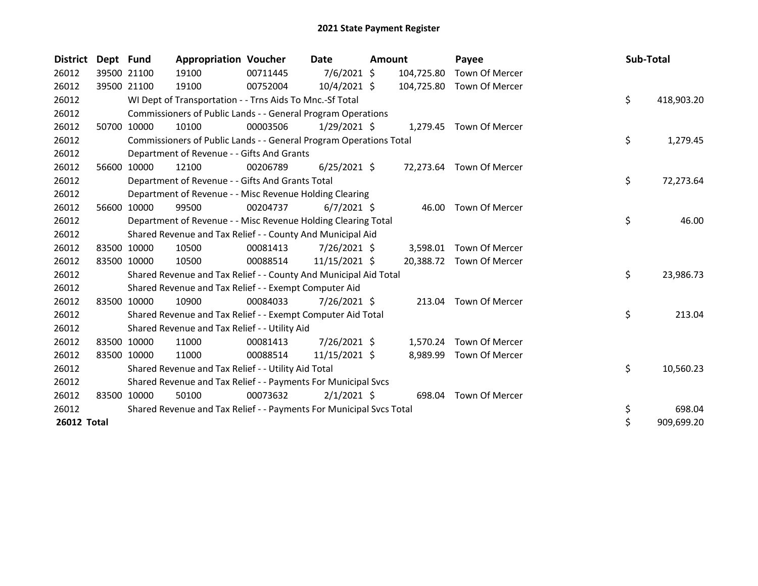# 2021 State Payment Register

| District | Dept | Fund | Appropriation | Voucher | Date | Amount | Payee | Sub-Total |
|---|---|---|---|---|---|---|---|---|
| 26012 | 39500 | 21100 | 19100 | 00711445 | 7/6/2021 | $ 104,725.80 | Town Of Mercer | |
| 26012 | 39500 | 21100 | 19100 | 00752004 | 10/4/2021 | $ 104,725.80 | Town Of Mercer | |
| 26012 | | WI Dept of Transportation - - Trns Aids To Mnc.-Sf Total | | | | | | $ 418,903.20 |
| 26012 | | Commissioners of Public Lands - - General Program Operations | | | | | | |
| 26012 | 50700 | 10000 | 10100 | 00003506 | 1/29/2021 | $ 1,279.45 | Town Of Mercer | |
| 26012 | | Commissioners of Public Lands - - General Program Operations Total | | | | | | $ 1,279.45 |
| 26012 | | Department of Revenue - - Gifts And Grants | | | | | | |
| 26012 | 56600 | 10000 | 12100 | 00206789 | 6/25/2021 | $ 72,273.64 | Town Of Mercer | |
| 26012 | | Department of Revenue - - Gifts And Grants Total | | | | | | $ 72,273.64 |
| 26012 | | Department of Revenue - - Misc Revenue Holding Clearing | | | | | | |
| 26012 | 56600 | 10000 | 99500 | 00204737 | 6/7/2021 | $ 46.00 | Town Of Mercer | |
| 26012 | | Department of Revenue - - Misc Revenue Holding Clearing Total | | | | | | $ 46.00 |
| 26012 | | Shared Revenue and Tax Relief - - County And Municipal Aid | | | | | | |
| 26012 | 83500 | 10000 | 10500 | 00081413 | 7/26/2021 | $ 3,598.01 | Town Of Mercer | |
| 26012 | 83500 | 10000 | 10500 | 00088514 | 11/15/2021 | $ 20,388.72 | Town Of Mercer | |
| 26012 | | Shared Revenue and Tax Relief - - County And Municipal Aid Total | | | | | | $ 23,986.73 |
| 26012 | | Shared Revenue and Tax Relief - - Exempt Computer Aid | | | | | | |
| 26012 | 83500 | 10000 | 10900 | 00084033 | 7/26/2021 | $ 213.04 | Town Of Mercer | |
| 26012 | | Shared Revenue and Tax Relief - - Exempt Computer Aid Total | | | | | | $ 213.04 |
| 26012 | | Shared Revenue and Tax Relief - - Utility Aid | | | | | | |
| 26012 | 83500 | 10000 | 11000 | 00081413 | 7/26/2021 | $ 1,570.24 | Town Of Mercer | |
| 26012 | 83500 | 10000 | 11000 | 00088514 | 11/15/2021 | $ 8,989.99 | Town Of Mercer | |
| 26012 | | Shared Revenue and Tax Relief - - Utility Aid Total | | | | | | $ 10,560.23 |
| 26012 | | Shared Revenue and Tax Relief - - Payments For Municipal Svcs | | | | | | |
| 26012 | 83500 | 10000 | 50100 | 00073632 | 2/1/2021 | $ 698.04 | Town Of Mercer | |
| 26012 | | Shared Revenue and Tax Relief - - Payments For Municipal Svcs Total | | | | | | $ 698.04 |
| **26012 Total** | | | | | | | | $ 909,699.20 |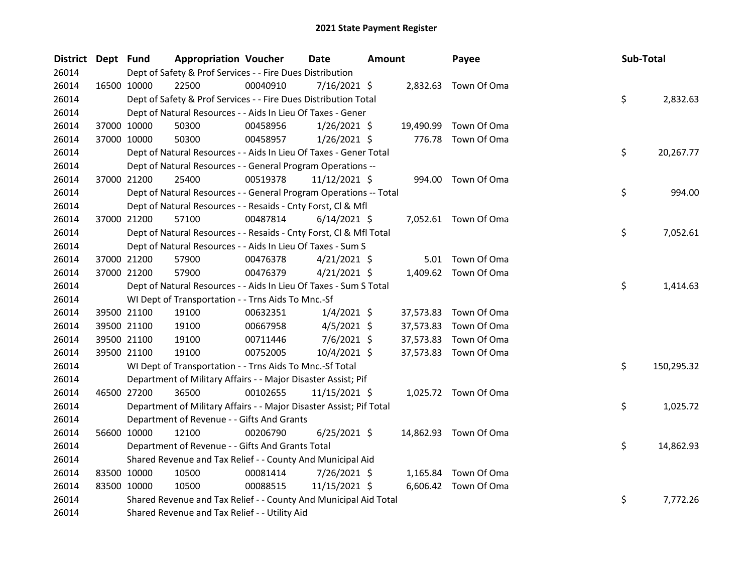# 2021 State Payment Register

| District | Dept | Fund | Appropriation | Voucher | Date | Amount | Payee | Sub-Total |
|---|---|---|---|---|---|---|---|---|
| 26014 | | Dept of Safety & Prof Services - - Fire Dues Distribution | | | | | | |
| 26014 | 16500 | 10000 | 22500 | 00040910 | 7/16/2021 | $ 2,832.63 | Town Of Oma | |
| 26014 | | Dept of Safety & Prof Services - - Fire Dues Distribution Total | | | | | | $ 2,832.63 |
| 26014 | | Dept of Natural Resources - - Aids In Lieu Of Taxes - Gener | | | | | | |
| 26014 | 37000 | 10000 | 50300 | 00458956 | 1/26/2021 | $ 19,490.99 | Town Of Oma | |
| 26014 | 37000 | 10000 | 50300 | 00458957 | 1/26/2021 | $ 776.78 | Town Of Oma | |
| 26014 | | Dept of Natural Resources - - Aids In Lieu Of Taxes - Gener Total | | | | | | $ 20,267.77 |
| 26014 | | Dept of Natural Resources - - General Program Operations -- | | | | | | |
| 26014 | 37000 | 21200 | 25400 | 00519378 | 11/12/2021 | $ 994.00 | Town Of Oma | |
| 26014 | | Dept of Natural Resources - - General Program Operations -- Total | | | | | | $ 994.00 |
| 26014 | | Dept of Natural Resources - - Resaids - Cnty Forst, Cl & Mfl | | | | | | |
| 26014 | 37000 | 21200 | 57100 | 00487814 | 6/14/2021 | $ 7,052.61 | Town Of Oma | |
| 26014 | | Dept of Natural Resources - - Resaids - Cnty Forst, Cl & Mfl Total | | | | | | $ 7,052.61 |
| 26014 | | Dept of Natural Resources - - Aids In Lieu Of Taxes - Sum S | | | | | | |
| 26014 | 37000 | 21200 | 57900 | 00476378 | 4/21/2021 | $ 5.01 | Town Of Oma | |
| 26014 | 37000 | 21200 | 57900 | 00476379 | 4/21/2021 | $ 1,409.62 | Town Of Oma | |
| 26014 | | Dept of Natural Resources - - Aids In Lieu Of Taxes - Sum S Total | | | | | | $ 1,414.63 |
| 26014 | | WI Dept of Transportation - - Trns Aids To Mnc.-Sf | | | | | | |
| 26014 | 39500 | 21100 | 19100 | 00632351 | 1/4/2021 | $ 37,573.83 | Town Of Oma | |
| 26014 | 39500 | 21100 | 19100 | 00667958 | 4/5/2021 | $ 37,573.83 | Town Of Oma | |
| 26014 | 39500 | 21100 | 19100 | 00711446 | 7/6/2021 | $ 37,573.83 | Town Of Oma | |
| 26014 | 39500 | 21100 | 19100 | 00752005 | 10/4/2021 | $ 37,573.83 | Town Of Oma | |
| 26014 | | WI Dept of Transportation - - Trns Aids To Mnc.-Sf Total | | | | | | $ 150,295.32 |
| 26014 | | Department of Military Affairs - - Major Disaster Assist; Pif | | | | | | |
| 26014 | 46500 | 27200 | 36500 | 00102655 | 11/15/2021 | $ 1,025.72 | Town Of Oma | |
| 26014 | | Department of Military Affairs - - Major Disaster Assist; Pif Total | | | | | | $ 1,025.72 |
| 26014 | | Department of Revenue - - Gifts And Grants | | | | | | |
| 26014 | 56600 | 10000 | 12100 | 00206790 | 6/25/2021 | $ 14,862.93 | Town Of Oma | |
| 26014 | | Department of Revenue - - Gifts And Grants Total | | | | | | $ 14,862.93 |
| 26014 | | Shared Revenue and Tax Relief - - County And Municipal Aid | | | | | | |
| 26014 | 83500 | 10000 | 10500 | 00081414 | 7/26/2021 | $ 1,165.84 | Town Of Oma | |
| 26014 | 83500 | 10000 | 10500 | 00088515 | 11/15/2021 | $ 6,606.42 | Town Of Oma | |
| 26014 | | Shared Revenue and Tax Relief - - County And Municipal Aid Total | | | | | | $ 7,772.26 |
| 26014 | | Shared Revenue and Tax Relief - - Utility Aid | | | | | | |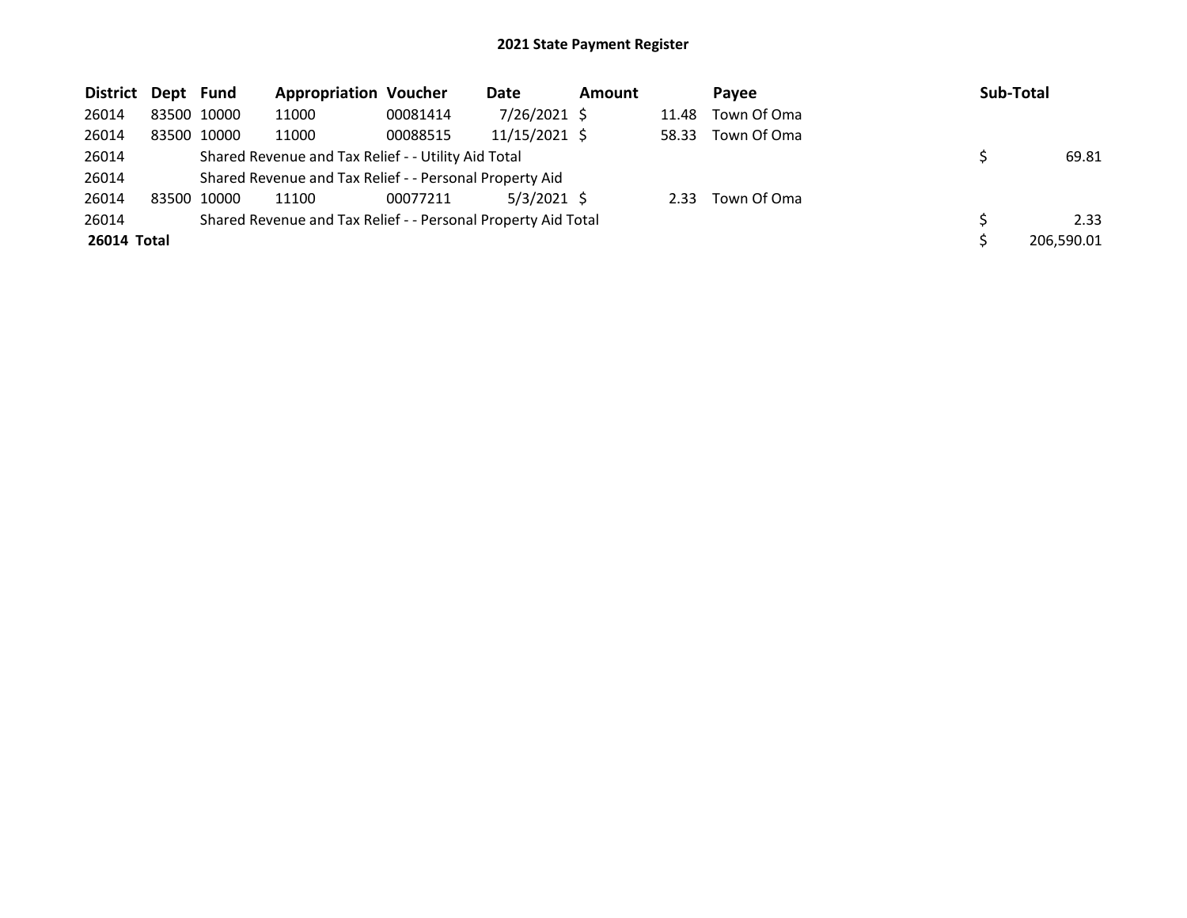# 2021 State Payment Register

| District | Dept | Fund | Appropriation | Voucher | Date | Amount | Payee | Sub-Total |
|---|---|---|---|---|---|---|---|---|
| 26014 | 83500 | 10000 | 11000 | 00081414 | 7/26/2021 | $ 11.48 | Town Of Oma | |
| 26014 | 83500 | 10000 | 11000 | 00088515 | 11/15/2021 | $ 58.33 | Town Of Oma | |
| 26014 | | Shared Revenue and Tax Relief - - Utility Aid Total | | | | | | $ 69.81 |
| 26014 | | Shared Revenue and Tax Relief - - Personal Property Aid | | | | | | |
| 26014 | 83500 | 10000 | 11100 | 00077211 | 5/3/2021 | $ 2.33 | Town Of Oma | |
| 26014 | | Shared Revenue and Tax Relief - - Personal Property Aid Total | | | | | | $ 2.33 |
| **26014 Total** | | | | | | | | $ 206,590.01 |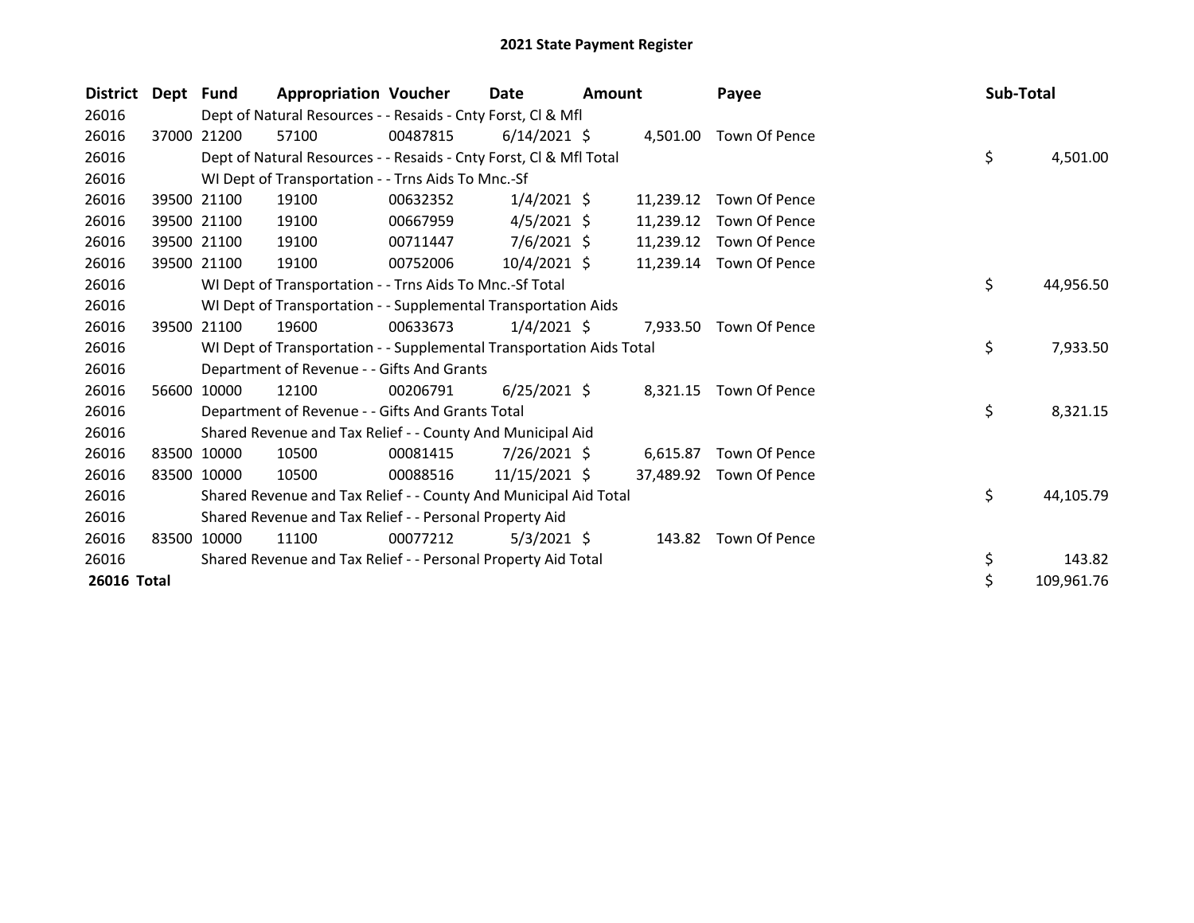# 2021 State Payment Register

| District | Dept | Fund | Appropriation | Voucher | Date | Amount | Payee | Sub-Total |
|---|---|---|---|---|---|---|---|---|
| 26016 | | Dept of Natural Resources - - Resaids - Cnty Forst, Cl & Mfl | | | | | | |
| 26016 | 37000 | 21200 | 57100 | 00487815 | 6/14/2021 | $ 4,501.00 | Town Of Pence | |
| 26016 | | Dept of Natural Resources - - Resaids - Cnty Forst, Cl & Mfl Total | | | | | | $ 4,501.00 |
| 26016 | | WI Dept of Transportation - - Trns Aids To Mnc.-Sf | | | | | | |
| 26016 | 39500 | 21100 | 19100 | 00632352 | 1/4/2021 | $ 11,239.12 | Town Of Pence | |
| 26016 | 39500 | 21100 | 19100 | 00667959 | 4/5/2021 | $ 11,239.12 | Town Of Pence | |
| 26016 | 39500 | 21100 | 19100 | 00711447 | 7/6/2021 | $ 11,239.12 | Town Of Pence | |
| 26016 | 39500 | 21100 | 19100 | 00752006 | 10/4/2021 | $ 11,239.14 | Town Of Pence | |
| 26016 | | WI Dept of Transportation - - Trns Aids To Mnc.-Sf Total | | | | | | $ 44,956.50 |
| 26016 | | WI Dept of Transportation - - Supplemental Transportation Aids | | | | | | |
| 26016 | 39500 | 21100 | 19600 | 00633673 | 1/4/2021 | $ 7,933.50 | Town Of Pence | |
| 26016 | | WI Dept of Transportation - - Supplemental Transportation Aids Total | | | | | | $ 7,933.50 |
| 26016 | | Department of Revenue - - Gifts And Grants | | | | | | |
| 26016 | 56600 | 10000 | 12100 | 00206791 | 6/25/2021 | $ 8,321.15 | Town Of Pence | |
| 26016 | | Department of Revenue - - Gifts And Grants Total | | | | | | $ 8,321.15 |
| 26016 | | Shared Revenue and Tax Relief - - County And Municipal Aid | | | | | | |
| 26016 | 83500 | 10000 | 10500 | 00081415 | 7/26/2021 | $ 6,615.87 | Town Of Pence | |
| 26016 | 83500 | 10000 | 10500 | 00088516 | 11/15/2021 | $ 37,489.92 | Town Of Pence | |
| 26016 | | Shared Revenue and Tax Relief - - County And Municipal Aid Total | | | | | | $ 44,105.79 |
| 26016 | | Shared Revenue and Tax Relief - - Personal Property Aid | | | | | | |
| 26016 | 83500 | 10000 | 11100 | 00077212 | 5/3/2021 | $ 143.82 | Town Of Pence | |
| 26016 | | Shared Revenue and Tax Relief - - Personal Property Aid Total | | | | | | $ 143.82 |
| **26016 Total** | | | | | | | | $ 109,961.76 |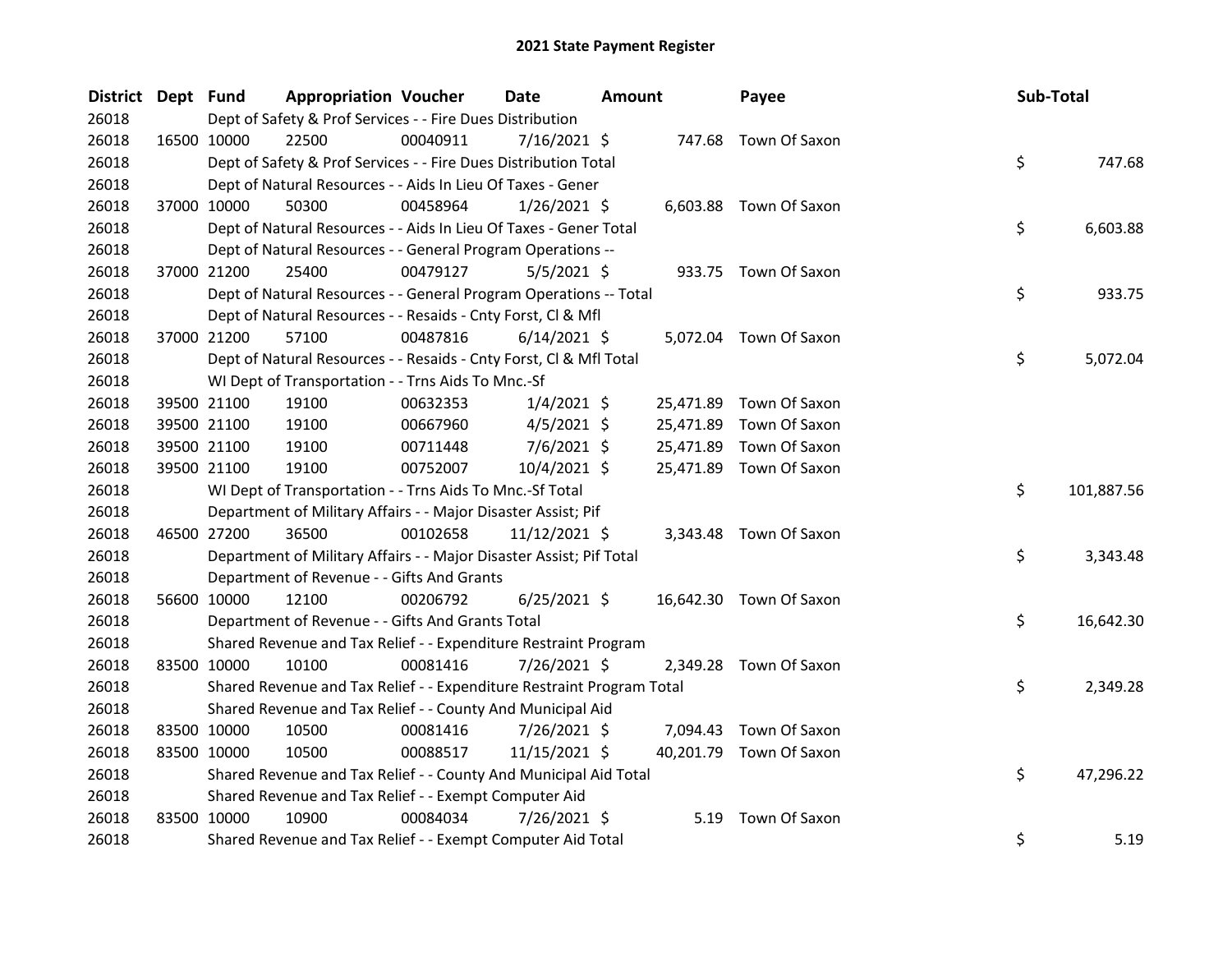# 2021 State Payment Register

| District | Dept | Fund | Appropriation | Voucher | Date | Amount | Payee | Sub-Total |
|---|---|---|---|---|---|---|---|---|
| 26018 | | Dept of Safety & Prof Services - - Fire Dues Distribution | | | | | | |
| 26018 | 16500 | 10000 | 22500 | 00040911 | 7/16/2021 | $ 747.68 | Town Of Saxon | |
| 26018 | | Dept of Safety & Prof Services - - Fire Dues Distribution Total | | | | | | $ 747.68 |
| 26018 | | Dept of Natural Resources - - Aids In Lieu Of Taxes - Gener | | | | | | |
| 26018 | 37000 | 10000 | 50300 | 00458964 | 1/26/2021 | $ 6,603.88 | Town Of Saxon | |
| 26018 | | Dept of Natural Resources - - Aids In Lieu Of Taxes - Gener Total | | | | | | $ 6,603.88 |
| 26018 | | Dept of Natural Resources - - General Program Operations -- | | | | | | |
| 26018 | 37000 | 21200 | 25400 | 00479127 | 5/5/2021 | $ 933.75 | Town Of Saxon | |
| 26018 | | Dept of Natural Resources - - General Program Operations -- Total | | | | | | $ 933.75 |
| 26018 | | Dept of Natural Resources - - Resaids - Cnty Forst, Cl & Mfl | | | | | | |
| 26018 | 37000 | 21200 | 57100 | 00487816 | 6/14/2021 | $ 5,072.04 | Town Of Saxon | |
| 26018 | | Dept of Natural Resources - - Resaids - Cnty Forst, Cl & Mfl Total | | | | | | $ 5,072.04 |
| 26018 | | WI Dept of Transportation - - Trns Aids To Mnc.-Sf | | | | | | |
| 26018 | 39500 | 21100 | 19100 | 00632353 | 1/4/2021 | $ 25,471.89 | Town Of Saxon | |
| 26018 | 39500 | 21100 | 19100 | 00667960 | 4/5/2021 | $ 25,471.89 | Town Of Saxon | |
| 26018 | 39500 | 21100 | 19100 | 00711448 | 7/6/2021 | $ 25,471.89 | Town Of Saxon | |
| 26018 | 39500 | 21100 | 19100 | 00752007 | 10/4/2021 | $ 25,471.89 | Town Of Saxon | |
| 26018 | | WI Dept of Transportation - - Trns Aids To Mnc.-Sf Total | | | | | | $ 101,887.56 |
| 26018 | | Department of Military Affairs - - Major Disaster Assist; Pif | | | | | | |
| 26018 | 46500 | 27200 | 36500 | 00102658 | 11/12/2021 | $ 3,343.48 | Town Of Saxon | |
| 26018 | | Department of Military Affairs - - Major Disaster Assist; Pif Total | | | | | | $ 3,343.48 |
| 26018 | | Department of Revenue - - Gifts And Grants | | | | | | |
| 26018 | 56600 | 10000 | 12100 | 00206792 | 6/25/2021 | $ 16,642.30 | Town Of Saxon | |
| 26018 | | Department of Revenue - - Gifts And Grants Total | | | | | | $ 16,642.30 |
| 26018 | | Shared Revenue and Tax Relief - - Expenditure Restraint Program | | | | | | |
| 26018 | 83500 | 10000 | 10100 | 00081416 | 7/26/2021 | $ 2,349.28 | Town Of Saxon | |
| 26018 | | Shared Revenue and Tax Relief - - Expenditure Restraint Program Total | | | | | | $ 2,349.28 |
| 26018 | | Shared Revenue and Tax Relief - - County And Municipal Aid | | | | | | |
| 26018 | 83500 | 10000 | 10500 | 00081416 | 7/26/2021 | $ 7,094.43 | Town Of Saxon | |
| 26018 | 83500 | 10000 | 10500 | 00088517 | 11/15/2021 | $ 40,201.79 | Town Of Saxon | |
| 26018 | | Shared Revenue and Tax Relief - - County And Municipal Aid Total | | | | | | $ 47,296.22 |
| 26018 | | Shared Revenue and Tax Relief - - Exempt Computer Aid | | | | | | |
| 26018 | 83500 | 10000 | 10900 | 00084034 | 7/26/2021 | $ 5.19 | Town Of Saxon | |
| 26018 | | Shared Revenue and Tax Relief - - Exempt Computer Aid Total | | | | | | $ 5.19 |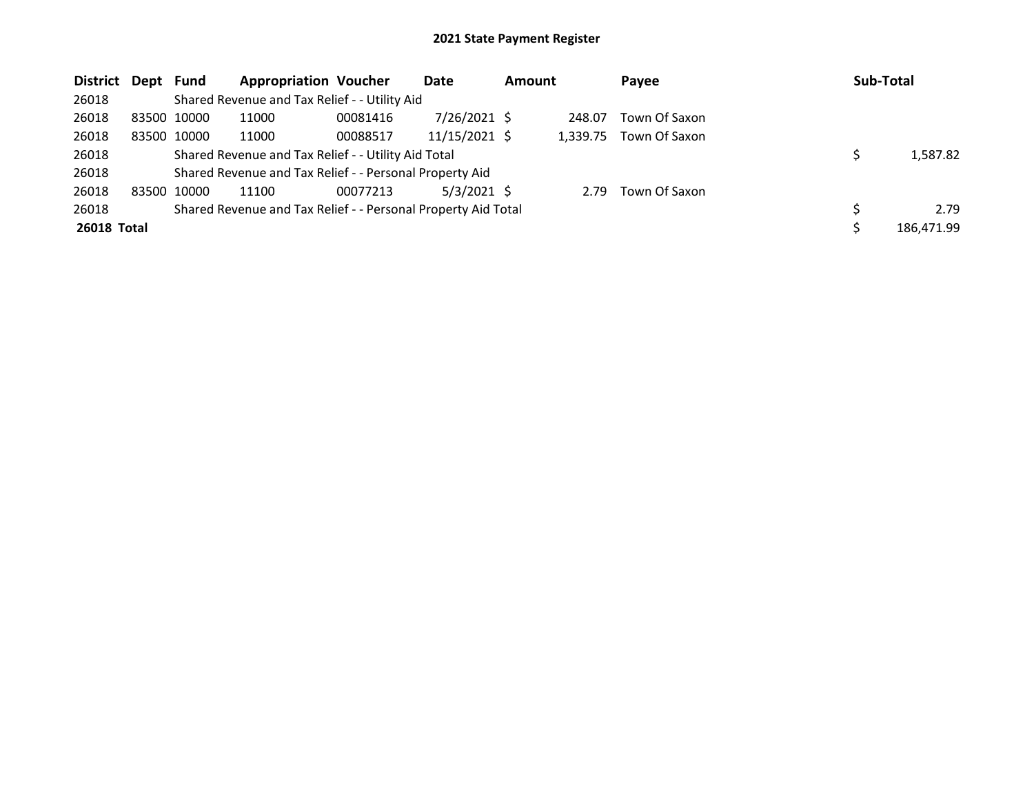# 2021 State Payment Register

| District | Dept | Fund | Appropriation | Voucher | Date | Amount | Payee | Sub-Total |
|---|---|---|---|---|---|---|---|---|
| 26018 | | Shared Revenue and Tax Relief - - Utility Aid | | | | | | |
| 26018 | 83500 | 10000 | 11000 | 00081416 | 7/26/2021 | $ 248.07 | Town Of Saxon | |
| 26018 | 83500 | 10000 | 11000 | 00088517 | 11/15/2021 | $ 1,339.75 | Town Of Saxon | |
| 26018 | | Shared Revenue and Tax Relief - - Utility Aid Total | | | | | | $ 1,587.82 |
| 26018 | | Shared Revenue and Tax Relief - - Personal Property Aid | | | | | | |
| 26018 | 83500 | 10000 | 11100 | 00077213 | 5/3/2021 | $ 2.79 | Town Of Saxon | |
| 26018 | | Shared Revenue and Tax Relief - - Personal Property Aid Total | | | | | | $ 2.79 |
| **26018 Total** | | | | | | | | $ 186,471.99 |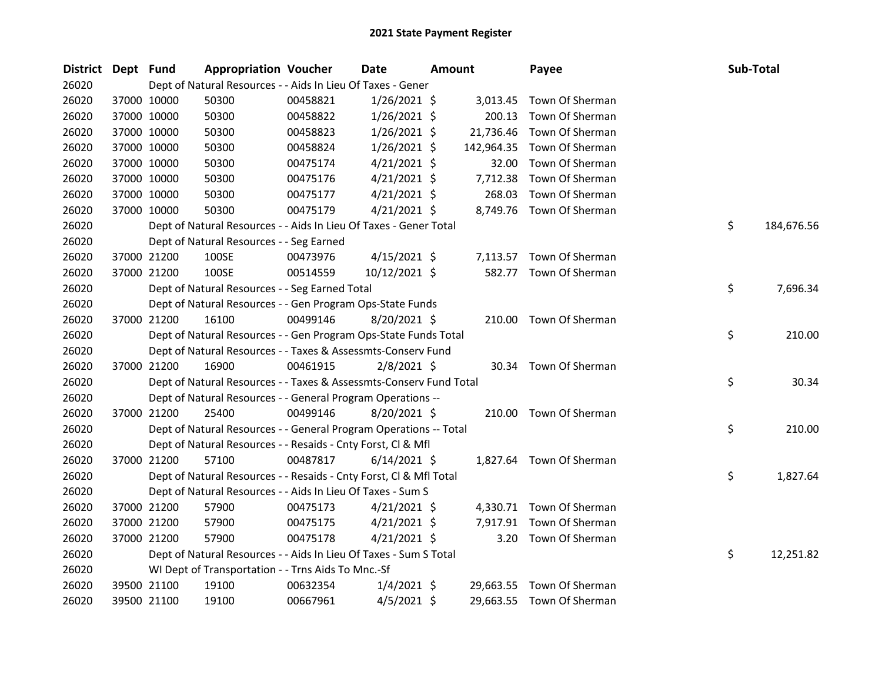## 2021 State Payment Register

| District | Dept | Fund | Appropriation | Voucher | Date | Amount | Payee | Sub-Total |
|---|---|---|---|---|---|---|---|---|
| 26020 | | Dept of Natural Resources - - Aids In Lieu Of Taxes - Gener | | | | | | |
| 26020 | 37000 | 10000 | 50300 | 00458821 | 1/26/2021 | $ 3,013.45 | Town Of Sherman | |
| 26020 | 37000 | 10000 | 50300 | 00458822 | 1/26/2021 | $ 200.13 | Town Of Sherman | |
| 26020 | 37000 | 10000 | 50300 | 00458823 | 1/26/2021 | $ 21,736.46 | Town Of Sherman | |
| 26020 | 37000 | 10000 | 50300 | 00458824 | 1/26/2021 | $ 142,964.35 | Town Of Sherman | |
| 26020 | 37000 | 10000 | 50300 | 00475174 | 4/21/2021 | $ 32.00 | Town Of Sherman | |
| 26020 | 37000 | 10000 | 50300 | 00475176 | 4/21/2021 | $ 7,712.38 | Town Of Sherman | |
| 26020 | 37000 | 10000 | 50300 | 00475177 | 4/21/2021 | $ 268.03 | Town Of Sherman | |
| 26020 | 37000 | 10000 | 50300 | 00475179 | 4/21/2021 | $ 8,749.76 | Town Of Sherman | |
| 26020 | | Dept of Natural Resources - - Aids In Lieu Of Taxes - Gener Total | | | | | | $ 184,676.56 |
| 26020 | | Dept of Natural Resources - - Seg Earned | | | | | | |
| 26020 | 37000 | 21200 | 100SE | 00473976 | 4/15/2021 | $ 7,113.57 | Town Of Sherman | |
| 26020 | 37000 | 21200 | 100SE | 00514559 | 10/12/2021 | $ 582.77 | Town Of Sherman | |
| 26020 | | Dept of Natural Resources - - Seg Earned Total | | | | | | $ 7,696.34 |
| 26020 | | Dept of Natural Resources - - Gen Program Ops-State Funds | | | | | | |
| 26020 | 37000 | 21200 | 16100 | 00499146 | 8/20/2021 | $ 210.00 | Town Of Sherman | |
| 26020 | | Dept of Natural Resources - - Gen Program Ops-State Funds Total | | | | | | $ 210.00 |
| 26020 | | Dept of Natural Resources - - Taxes & Assessmts-Conserv Fund | | | | | | |
| 26020 | 37000 | 21200 | 16900 | 00461915 | 2/8/2021 | $ 30.34 | Town Of Sherman | |
| 26020 | | Dept of Natural Resources - - Taxes & Assessmts-Conserv Fund Total | | | | | | $ 30.34 |
| 26020 | | Dept of Natural Resources - - General Program Operations -- | | | | | | |
| 26020 | 37000 | 21200 | 25400 | 00499146 | 8/20/2021 | $ 210.00 | Town Of Sherman | |
| 26020 | | Dept of Natural Resources - - General Program Operations -- Total | | | | | | $ 210.00 |
| 26020 | | Dept of Natural Resources - - Resaids - Cnty Forst, Cl & Mfl | | | | | | |
| 26020 | 37000 | 21200 | 57100 | 00487817 | 6/14/2021 | $ 1,827.64 | Town Of Sherman | |
| 26020 | | Dept of Natural Resources - - Resaids - Cnty Forst, Cl & Mfl Total | | | | | | $ 1,827.64 |
| 26020 | | Dept of Natural Resources - - Aids In Lieu Of Taxes - Sum S | | | | | | |
| 26020 | 37000 | 21200 | 57900 | 00475173 | 4/21/2021 | $ 4,330.71 | Town Of Sherman | |
| 26020 | 37000 | 21200 | 57900 | 00475175 | 4/21/2021 | $ 7,917.91 | Town Of Sherman | |
| 26020 | 37000 | 21200 | 57900 | 00475178 | 4/21/2021 | $ 3.20 | Town Of Sherman | |
| 26020 | | Dept of Natural Resources - - Aids In Lieu Of Taxes - Sum S Total | | | | | | $ 12,251.82 |
| 26020 | | WI Dept of Transportation - - Trns Aids To Mnc.-Sf | | | | | | |
| 26020 | 39500 | 21100 | 19100 | 00632354 | 1/4/2021 | $ 29,663.55 | Town Of Sherman | |
| 26020 | 39500 | 21100 | 19100 | 00667961 | 4/5/2021 | $ 29,663.55 | Town Of Sherman | |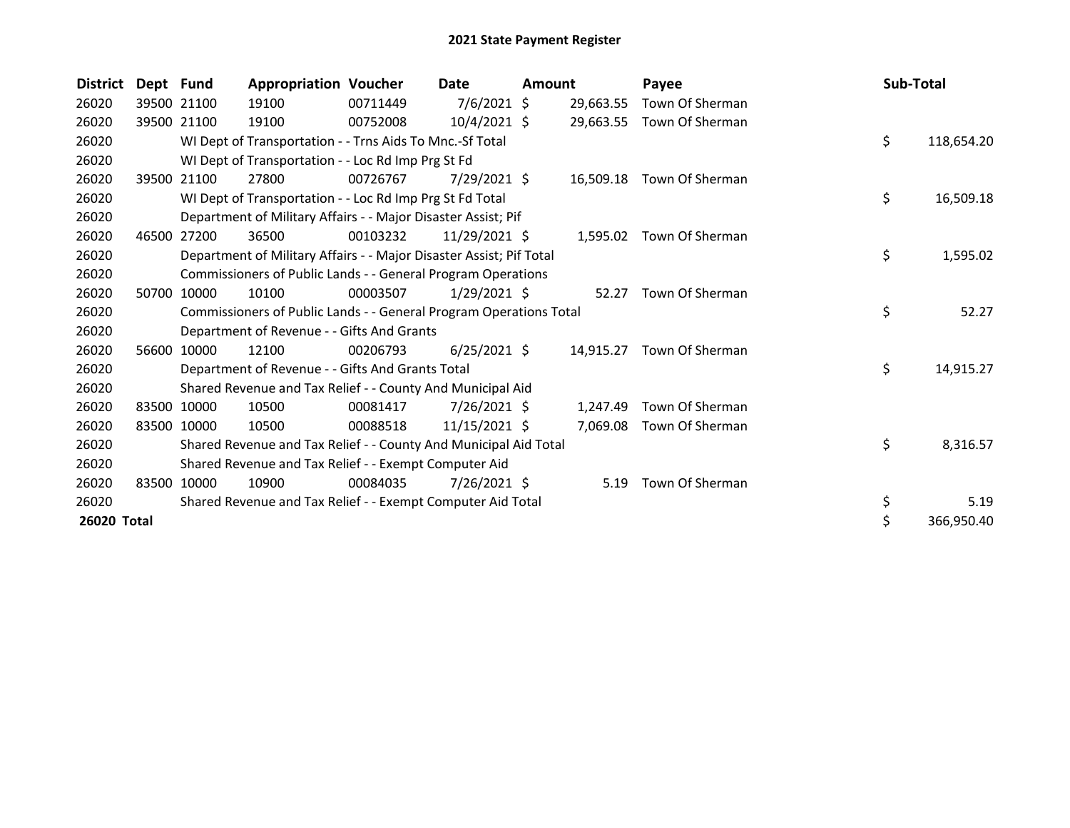# 2021 State Payment Register

| District | Dept | Fund | Appropriation | Voucher | Date | Amount | Payee | Sub-Total |
|---|---|---|---|---|---|---|---|---|
| 26020 | 39500 | 21100 | 19100 | 00711449 | 7/6/2021 | $ 29,663.55 | Town Of Sherman | |
| 26020 | 39500 | 21100 | 19100 | 00752008 | 10/4/2021 | $ 29,663.55 | Town Of Sherman | |
| 26020 | | WI Dept of Transportation - - Trns Aids To Mnc.-Sf Total | | | | | | $ 118,654.20 |
| 26020 | | WI Dept of Transportation - - Loc Rd Imp Prg St Fd | | | | | | |
| 26020 | 39500 | 21100 | 27800 | 00726767 | 7/29/2021 | $ 16,509.18 | Town Of Sherman | |
| 26020 | | WI Dept of Transportation - - Loc Rd Imp Prg St Fd Total | | | | | | $ 16,509.18 |
| 26020 | | Department of Military Affairs - - Major Disaster Assist; Pif | | | | | | |
| 26020 | 46500 | 27200 | 36500 | 00103232 | 11/29/2021 | $ 1,595.02 | Town Of Sherman | |
| 26020 | | Department of Military Affairs - - Major Disaster Assist; Pif Total | | | | | | $ 1,595.02 |
| 26020 | | Commissioners of Public Lands - - General Program Operations | | | | | | |
| 26020 | 50700 | 10000 | 10100 | 00003507 | 1/29/2021 | $ 52.27 | Town Of Sherman | |
| 26020 | | Commissioners of Public Lands - - General Program Operations Total | | | | | | $ 52.27 |
| 26020 | | Department of Revenue - - Gifts And Grants | | | | | | |
| 26020 | 56600 | 10000 | 12100 | 00206793 | 6/25/2021 | $ 14,915.27 | Town Of Sherman | |
| 26020 | | Department of Revenue - - Gifts And Grants Total | | | | | | $ 14,915.27 |
| 26020 | | Shared Revenue and Tax Relief - - County And Municipal Aid | | | | | | |
| 26020 | 83500 | 10000 | 10500 | 00081417 | 7/26/2021 | $ 1,247.49 | Town Of Sherman | |
| 26020 | 83500 | 10000 | 10500 | 00088518 | 11/15/2021 | $ 7,069.08 | Town Of Sherman | |
| 26020 | | Shared Revenue and Tax Relief - - County And Municipal Aid Total | | | | | | $ 8,316.57 |
| 26020 | | Shared Revenue and Tax Relief - - Exempt Computer Aid | | | | | | |
| 26020 | 83500 | 10000 | 10900 | 00084035 | 7/26/2021 | $ 5.19 | Town Of Sherman | |
| 26020 | | Shared Revenue and Tax Relief - - Exempt Computer Aid Total | | | | | | $ 5.19 |
| **26020 Total** | | | | | | | | $ 366,950.40 |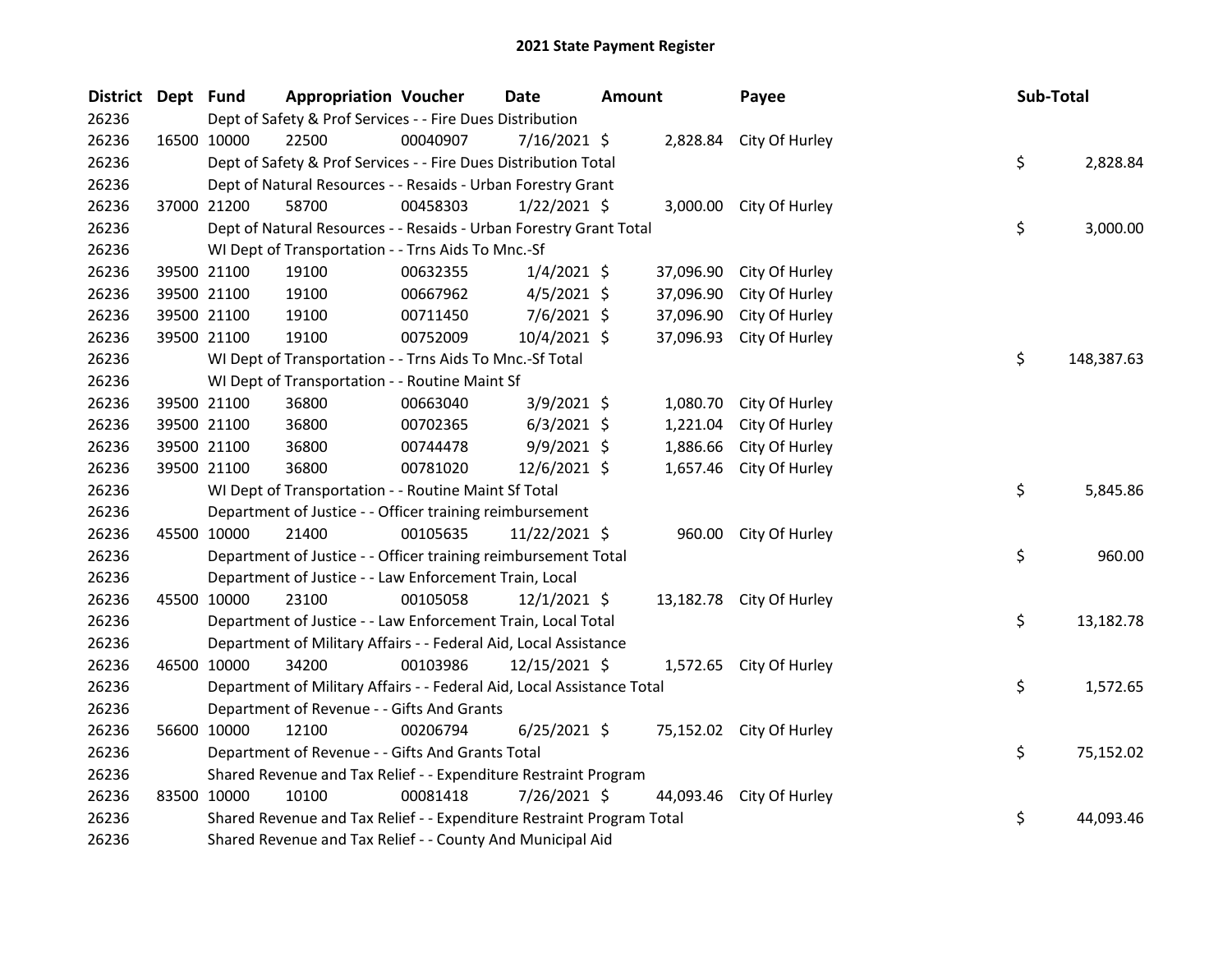# 2021 State Payment Register

| District | Dept | Fund | Appropriation | Voucher | Date | Amount | Payee | Sub-Total |
|---|---|---|---|---|---|---|---|---|
| 26236 | | Dept of Safety & Prof Services - - Fire Dues Distribution | | | | | | |
| 26236 | 16500 | 10000 | 22500 | 00040907 | 7/16/2021 | $ 2,828.84 | City Of Hurley | |
| 26236 | | Dept of Safety & Prof Services - - Fire Dues Distribution Total | | | | | | $ 2,828.84 |
| 26236 | | Dept of Natural Resources - - Resaids - Urban Forestry Grant | | | | | | |
| 26236 | 37000 | 21200 | 58700 | 00458303 | 1/22/2021 | $ 3,000.00 | City Of Hurley | |
| 26236 | | Dept of Natural Resources - - Resaids - Urban Forestry Grant Total | | | | | | $ 3,000.00 |
| 26236 | | WI Dept of Transportation - - Trns Aids To Mnc.-Sf | | | | | | |
| 26236 | 39500 | 21100 | 19100 | 00632355 | 1/4/2021 | $ 37,096.90 | City Of Hurley | |
| 26236 | 39500 | 21100 | 19100 | 00667962 | 4/5/2021 | $ 37,096.90 | City Of Hurley | |
| 26236 | 39500 | 21100 | 19100 | 00711450 | 7/6/2021 | $ 37,096.90 | City Of Hurley | |
| 26236 | 39500 | 21100 | 19100 | 00752009 | 10/4/2021 | $ 37,096.93 | City Of Hurley | |
| 26236 | | WI Dept of Transportation - - Trns Aids To Mnc.-Sf Total | | | | | | $ 148,387.63 |
| 26236 | | WI Dept of Transportation - - Routine Maint Sf | | | | | | |
| 26236 | 39500 | 21100 | 36800 | 00663040 | 3/9/2021 | $ 1,080.70 | City Of Hurley | |
| 26236 | 39500 | 21100 | 36800 | 00702365 | 6/3/2021 | $ 1,221.04 | City Of Hurley | |
| 26236 | 39500 | 21100 | 36800 | 00744478 | 9/9/2021 | $ 1,886.66 | City Of Hurley | |
| 26236 | 39500 | 21100 | 36800 | 00781020 | 12/6/2021 | $ 1,657.46 | City Of Hurley | |
| 26236 | | WI Dept of Transportation - - Routine Maint Sf Total | | | | | | $ 5,845.86 |
| 26236 | | Department of Justice - - Officer training reimbursement | | | | | | |
| 26236 | 45500 | 10000 | 21400 | 00105635 | 11/22/2021 | $ 960.00 | City Of Hurley | |
| 26236 | | Department of Justice - - Officer training reimbursement Total | | | | | | $ 960.00 |
| 26236 | | Department of Justice - - Law Enforcement Train, Local | | | | | | |
| 26236 | 45500 | 10000 | 23100 | 00105058 | 12/1/2021 | $ 13,182.78 | City Of Hurley | |
| 26236 | | Department of Justice - - Law Enforcement Train, Local Total | | | | | | $ 13,182.78 |
| 26236 | | Department of Military Affairs - - Federal Aid, Local Assistance | | | | | | |
| 26236 | 46500 | 10000 | 34200 | 00103986 | 12/15/2021 | $ 1,572.65 | City Of Hurley | |
| 26236 | | Department of Military Affairs - - Federal Aid, Local Assistance Total | | | | | | $ 1,572.65 |
| 26236 | | Department of Revenue - - Gifts And Grants | | | | | | |
| 26236 | 56600 | 10000 | 12100 | 00206794 | 6/25/2021 | $ 75,152.02 | City Of Hurley | |
| 26236 | | Department of Revenue - - Gifts And Grants Total | | | | | | $ 75,152.02 |
| 26236 | | Shared Revenue and Tax Relief - - Expenditure Restraint Program | | | | | | |
| 26236 | 83500 | 10000 | 10100 | 00081418 | 7/26/2021 | $ 44,093.46 | City Of Hurley | |
| 26236 | | Shared Revenue and Tax Relief - - Expenditure Restraint Program Total | | | | | | $ 44,093.46 |
| 26236 | | Shared Revenue and Tax Relief - - County And Municipal Aid | | | | | | |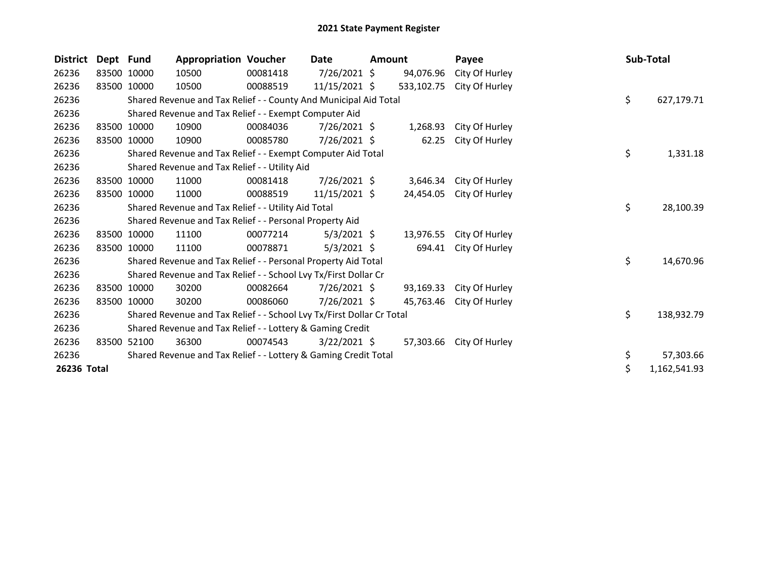# 2021 State Payment Register

| District | Dept | Fund | Appropriation | Voucher | Date | Amount | Payee | Sub-Total |
|---|---|---|---|---|---|---|---|---|
| 26236 | 83500 | 10000 | 10500 | 00081418 | 7/26/2021 | $ 94,076.96 | City Of Hurley | |
| 26236 | 83500 | 10000 | 10500 | 00088519 | 11/15/2021 | $ 533,102.75 | City Of Hurley | |
| 26236 | | Shared Revenue and Tax Relief - - County And Municipal Aid Total | | | | | | $ 627,179.71 |
| 26236 | | Shared Revenue and Tax Relief - - Exempt Computer Aid | | | | | | |
| 26236 | 83500 | 10000 | 10900 | 00084036 | 7/26/2021 | $ 1,268.93 | City Of Hurley | |
| 26236 | 83500 | 10000 | 10900 | 00085780 | 7/26/2021 | $ 62.25 | City Of Hurley | |
| 26236 | | Shared Revenue and Tax Relief - - Exempt Computer Aid Total | | | | | | $ 1,331.18 |
| 26236 | | Shared Revenue and Tax Relief - - Utility Aid | | | | | | |
| 26236 | 83500 | 10000 | 11000 | 00081418 | 7/26/2021 | $ 3,646.34 | City Of Hurley | |
| 26236 | 83500 | 10000 | 11000 | 00088519 | 11/15/2021 | $ 24,454.05 | City Of Hurley | |
| 26236 | | Shared Revenue and Tax Relief - - Utility Aid Total | | | | | | $ 28,100.39 |
| 26236 | | Shared Revenue and Tax Relief - - Personal Property Aid | | | | | | |
| 26236 | 83500 | 10000 | 11100 | 00077214 | 5/3/2021 | $ 13,976.55 | City Of Hurley | |
| 26236 | 83500 | 10000 | 11100 | 00078871 | 5/3/2021 | $ 694.41 | City Of Hurley | |
| 26236 | | Shared Revenue and Tax Relief - - Personal Property Aid Total | | | | | | $ 14,670.96 |
| 26236 | | Shared Revenue and Tax Relief - - School Lvy Tx/First Dollar Cr | | | | | | |
| 26236 | 83500 | 10000 | 30200 | 00082664 | 7/26/2021 | $ 93,169.33 | City Of Hurley | |
| 26236 | 83500 | 10000 | 30200 | 00086060 | 7/26/2021 | $ 45,763.46 | City Of Hurley | |
| 26236 | | Shared Revenue and Tax Relief - - School Lvy Tx/First Dollar Cr Total | | | | | | $ 138,932.79 |
| 26236 | | Shared Revenue and Tax Relief - - Lottery & Gaming Credit | | | | | | |
| 26236 | 83500 | 52100 | 36300 | 00074543 | 3/22/2021 | $ 57,303.66 | City Of Hurley | |
| 26236 | | Shared Revenue and Tax Relief - - Lottery & Gaming Credit Total | | | | | | $ 57,303.66 |
| **26236 Total** | | | | | | | | $ 1,162,541.93 |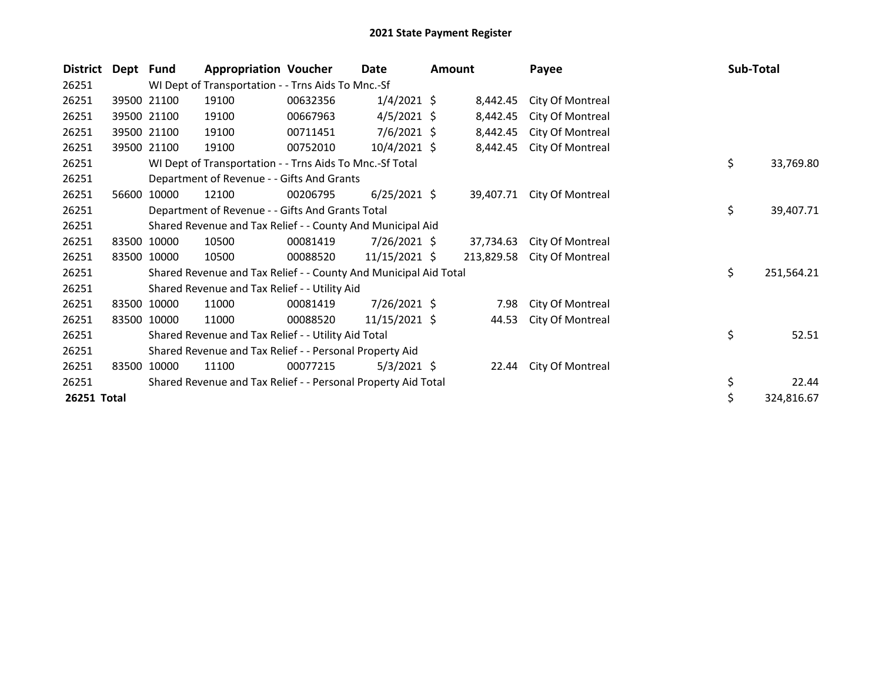# 2021 State Payment Register

| District | Dept | Fund | Appropriation | Voucher | Date | Amount | Payee | Sub-Total |
|---|---|---|---|---|---|---|---|---|
| 26251 | | WI Dept of Transportation - - Trns Aids To Mnc.-Sf | | | | | | |
| 26251 | 39500 | 21100 | 19100 | 00632356 | 1/4/2021 | $ 8,442.45 | City Of Montreal | |
| 26251 | 39500 | 21100 | 19100 | 00667963 | 4/5/2021 | $ 8,442.45 | City Of Montreal | |
| 26251 | 39500 | 21100 | 19100 | 00711451 | 7/6/2021 | $ 8,442.45 | City Of Montreal | |
| 26251 | 39500 | 21100 | 19100 | 00752010 | 10/4/2021 | $ 8,442.45 | City Of Montreal | |
| 26251 | | WI Dept of Transportation - - Trns Aids To Mnc.-Sf Total | | | | | | $ 33,769.80 |
| 26251 | | Department of Revenue - - Gifts And Grants | | | | | | |
| 26251 | 56600 | 10000 | 12100 | 00206795 | 6/25/2021 | $ 39,407.71 | City Of Montreal | |
| 26251 | | Department of Revenue - - Gifts And Grants Total | | | | | | $ 39,407.71 |
| 26251 | | Shared Revenue and Tax Relief - - County And Municipal Aid | | | | | | |
| 26251 | 83500 | 10000 | 10500 | 00081419 | 7/26/2021 | $ 37,734.63 | City Of Montreal | |
| 26251 | 83500 | 10000 | 10500 | 00088520 | 11/15/2021 | $ 213,829.58 | City Of Montreal | |
| 26251 | | Shared Revenue and Tax Relief - - County And Municipal Aid Total | | | | | | $ 251,564.21 |
| 26251 | | Shared Revenue and Tax Relief - - Utility Aid | | | | | | |
| 26251 | 83500 | 10000 | 11000 | 00081419 | 7/26/2021 | $ 7.98 | City Of Montreal | |
| 26251 | 83500 | 10000 | 11000 | 00088520 | 11/15/2021 | $ 44.53 | City Of Montreal | |
| 26251 | | Shared Revenue and Tax Relief - - Utility Aid Total | | | | | | $ 52.51 |
| 26251 | | Shared Revenue and Tax Relief - - Personal Property Aid | | | | | | |
| 26251 | 83500 | 10000 | 11100 | 00077215 | 5/3/2021 | $ 22.44 | City Of Montreal | |
| 26251 | | Shared Revenue and Tax Relief - - Personal Property Aid Total | | | | | | $ 22.44 |
| **26251 Total** | | | | | | | | $ 324,816.67 |